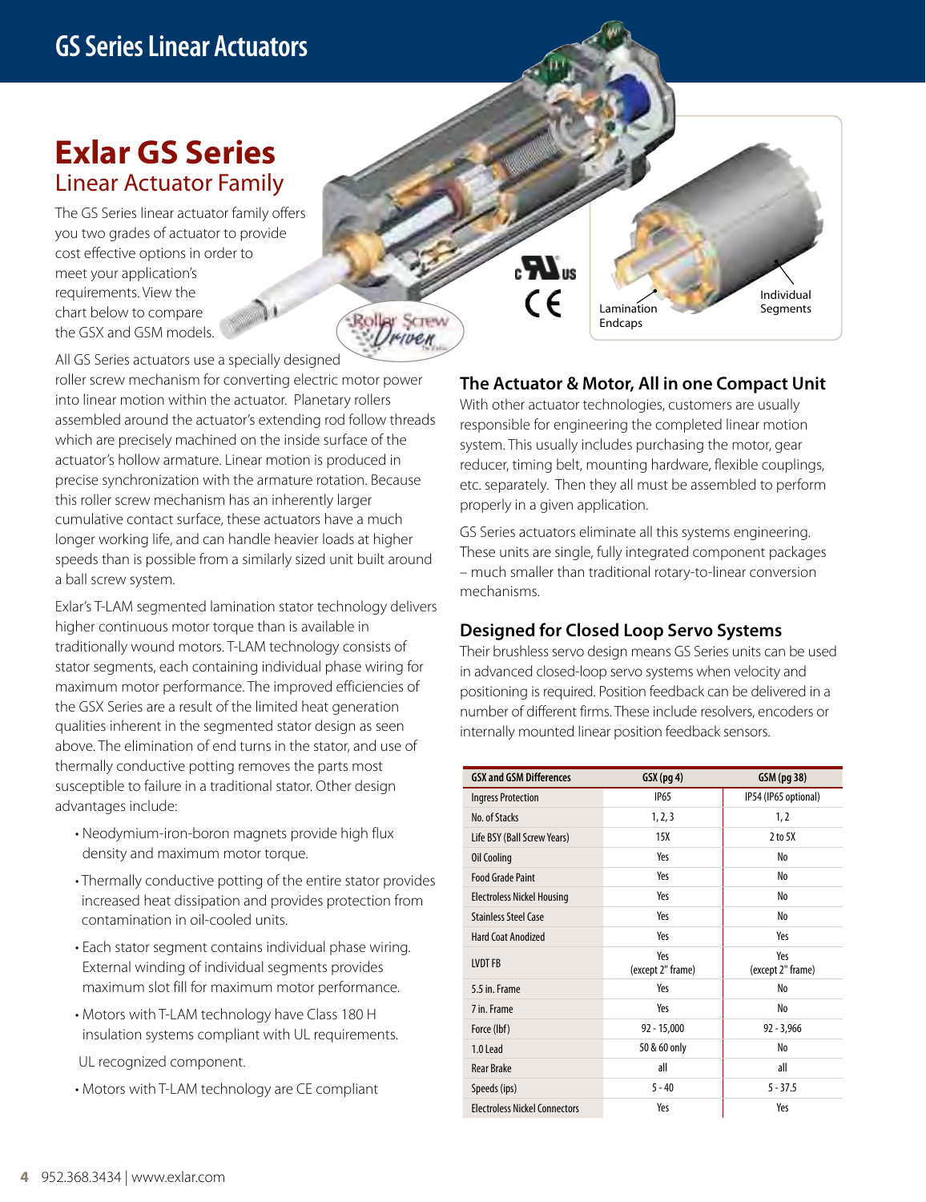# GS Series Linear Actuators

## Exlar GS Series

### Linear Actuator Family

The GS Series linear actuator family offers you two grades of actuator to provide cost effective options in order to meet your application's requirements. View the chart below to compare the GSX and GSM models.

All GS Series actuators use a specially designed roller screw mechanism for converting electric motor power into linear motion within the actuator. Planetary rollers assembled around the actuator's extending rod follow threads which are precisely machined on the inside surface of the actuator's hollow armature. Linear motion is produced in precise synchronization with the armature rotation. Because this roller screw mechanism has an inherently larger cumulative contact surface, these actuators have a much longer working life, and can handle heavier loads at higher speeds than is possible from a similarly sized unit built around a ball screw system.

Exlar's T-LAM segmented lamination stator technology delivers higher continuous motor torque than is available in traditionally wound motors. T-LAM technology consists of stator segments, each containing individual phase wiring for maximum motor performance. The improved efficiencies of the GSX Series are a result of the limited heat generation qualities inherent in the segmented stator design as seen above. The elimination of end turns in the stator, and use of thermally conductive potting removes the parts most susceptible to failure in a traditional stator. Other design advantages include:

- Neodymium-iron-boron magnets provide high flux density and maximum motor torque.
- Thermally conductive potting of the entire stator provides increased heat dissipation and provides protection from contamination in oil-cooled units.
- Each stator segment contains individual phase wiring. External winding of individual segments provides maximum slot fill for maximum motor performance.
- Motors with T-LAM technology have Class 180 H insulation systems compliant with UL requirements.

UL recognized component.

- Motors with T-LAM technology are CE compliant

Lamination Endcaps

Individual Segments

### The Actuator & Motor, All in one Compact Unit

With other actuator technologies, customers are usually responsible for engineering the completed linear motion system. This usually includes purchasing the motor, gear reducer, timing belt, mounting hardware, flexible couplings, etc. separately. Then they all must be assembled to perform properly in a given application.

GS Series actuators eliminate all this systems engineering. These units are single, fully integrated component packages – much smaller than traditional rotary-to-linear conversion mechanisms.

### Designed for Closed Loop Servo Systems

Their brushless servo design means GS Series units can be used in advanced closed-loop servo systems when velocity and positioning is required. Position feedback can be delivered in a number of different firms. These include resolvers, encoders or internally mounted linear position feedback sensors.

| GSX and GSM Differences | GSX (pg 4) | GSM (pg 38) |
|---|---|---|
| Ingress Protection | IP65 | IP54 (IP65 optional) |
| No. of Stacks | 1, 2, 3 | 1, 2 |
| Life BSY (Ball Screw Years) | 15X | 2 to 5X |
| Oil Cooling | Yes | No |
| Food Grade Paint | Yes | No |
| Electroless Nickel Housing | Yes | No |
| Stainless Steel Case | Yes | No |
| Hard Coat Anodized | Yes | Yes |
| LVDT FB | Yes (except 2" frame) | Yes (except 2" frame) |
| 5.5 in. Frame | Yes | No |
| 7 in. Frame | Yes | No |
| Force (lbf) | 92 - 15,000 | 92 - 3,966 |
| 1.0 Lead | 50 & 60 only | No |
| Rear Brake | all | all |
| Speeds (ips) | 5 - 40 | 5 - 37.5 |
| Electroless Nickel Connectors | Yes | Yes |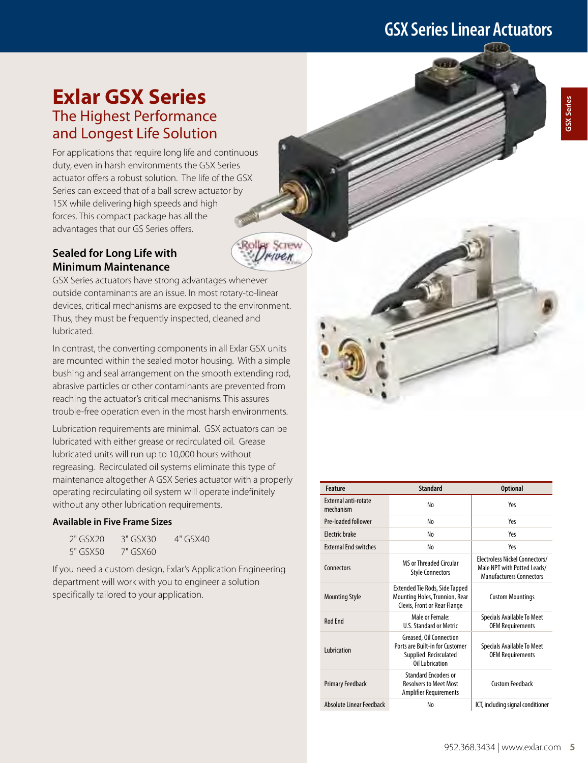# Exlar GSX Series

## The Highest Performance and Longest Life Solution

For applications that require long life and continuous duty, even in harsh environments the GSX Series actuator offers a robust solution. The life of the GSX Series can exceed that of a ball screw actuator by 15X while delivering high speeds and high forces. This compact package has all the advantages that our GS Series offers.

### Sealed for Long Life with Minimum Maintenance

GSX Series actuators have strong advantages whenever outside contaminants are an issue. In most rotary-to-linear devices, critical mechanisms are exposed to the environment. Thus, they must be frequently inspected, cleaned and lubricated.

In contrast, the converting components in all Exlar GSX units are mounted within the sealed motor housing. With a simple bushing and seal arrangement on the smooth extending rod, abrasive particles or other contaminants are prevented from reaching the actuator's critical mechanisms. This assures trouble-free operation even in the most harsh environments.

Lubrication requirements are minimal. GSX actuators can be lubricated with either grease or recirculated oil. Grease lubricated units will run up to 10,000 hours without regreasing. Recirculated oil systems eliminate this type of maintenance altogether A GSX Series actuator with a properly operating recirculating oil system will operate indefinitely without any other lubrication requirements.

### Available in Five Frame Sizes

2" GSX20 3" GSX30 4" GSX40
5" GSX50 7" GSX60

If you need a custom design, Exlar's Application Engineering department will work with you to engineer a solution specifically tailored to your application.

| Feature | Standard | Optional |
|---|---|---|
| External anti-rotate mechanism | No | Yes |
| Pre-loaded follower | No | Yes |
| Electric brake | No | Yes |
| External End switches | No | Yes |
| Connectors | MS or Threaded Circular Style Connectors | Electroless Nickel Connectors/ Male NPT with Potted Leads/ Manufacturers Connectors |
| Mounting Style | Extended Tie Rods, Side Tapped Mounting Holes, Trunnion, Rear Clevis, Front or Rear Flange | Custom Mountings |
| Rod End | Male or Female: U.S. Standard or Metric | Specials Available To Meet OEM Requirements |
| Lubrication | Greased, Oil Connection Ports are Built-in for Customer Supplied Recirculated Oil Lubrication | Specials Available To Meet OEM Requirements |
| Primary Feedback | Standard Encoders or Resolvers to Meet Most Amplifier Requirements | Custom Feedback |
| Absolute Linear Feedback | No | ICT, including signal conditioner |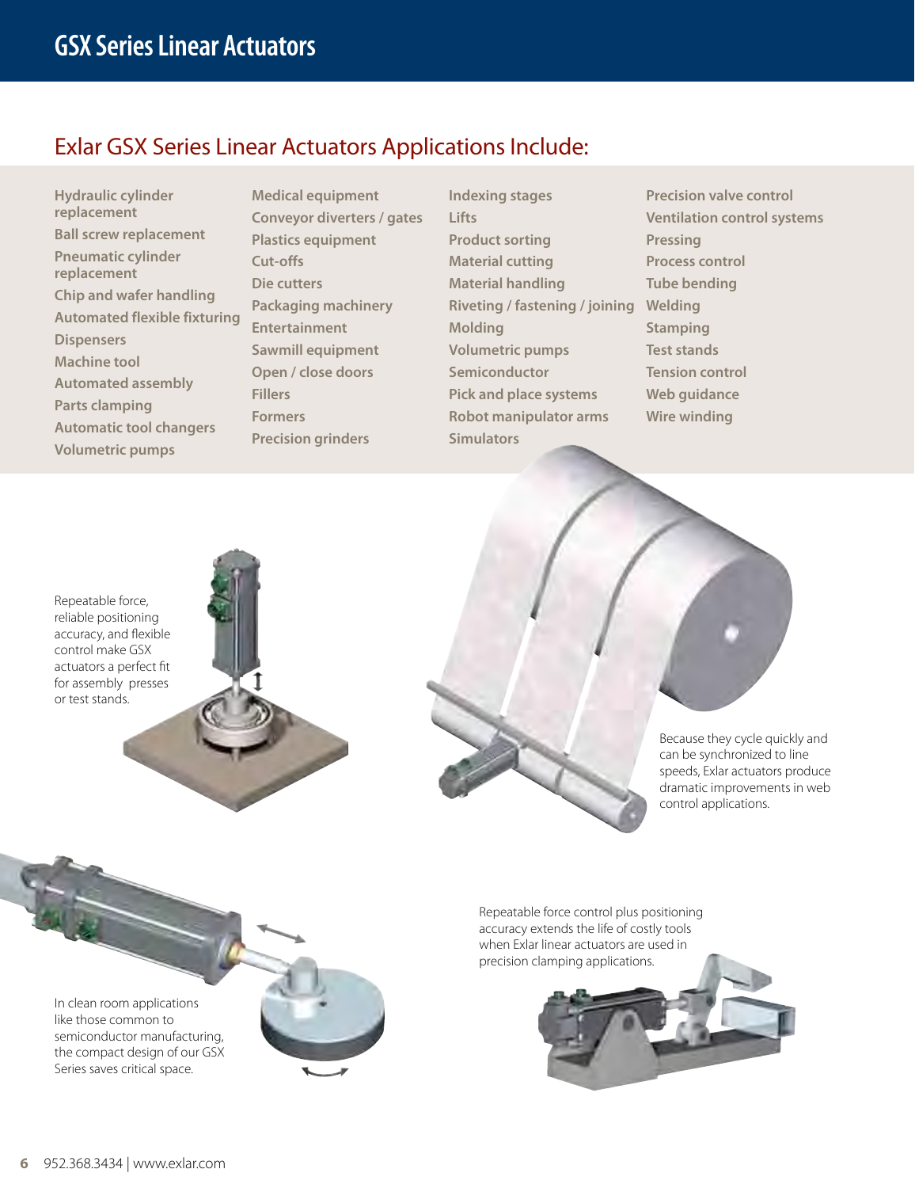# GSX Series Linear Actuators

## Exlar GSX Series Linear Actuators Applications Include:

- Hydraulic cylinder replacement
- Ball screw replacement
- Pneumatic cylinder replacement
- Chip and wafer handling
- Automated flexible fixturing
- Dispensers
- Machine tool
- Automated assembly
- Parts clamping
- Automatic tool changers
- Volumetric pumps
- Medical equipment
- Conveyor diverters / gates
- Plastics equipment
- Cut-offs
- Die cutters
- Packaging machinery
- Entertainment
- Sawmill equipment
- Open / close doors
- Fillers
- Formers
- Precision grinders
- Indexing stages
- Lifts
- Product sorting
- Material cutting
- Material handling
- Riveting / fastening / joining
- Molding
- Volumetric pumps
- Semiconductor
- Pick and place systems
- Robot manipulator arms
- Simulators
- Precision valve control
- Ventilation control systems
- Pressing
- Process control
- Tube bending
- Welding
- Stamping
- Test stands
- Tension control
- Web guidance
- Wire winding

Repeatable force, reliable positioning accuracy, and flexible control make GSX actuators a perfect fit for assembly presses or test stands.

Because they cycle quickly and can be synchronized to line speeds, Exlar actuators produce dramatic improvements in web control applications.

In clean room applications like those common to semiconductor manufacturing, the compact design of our GSX Series saves critical space.

Repeatable force control plus positioning accuracy extends the life of costly tools when Exlar linear actuators are used in precision clamping applications.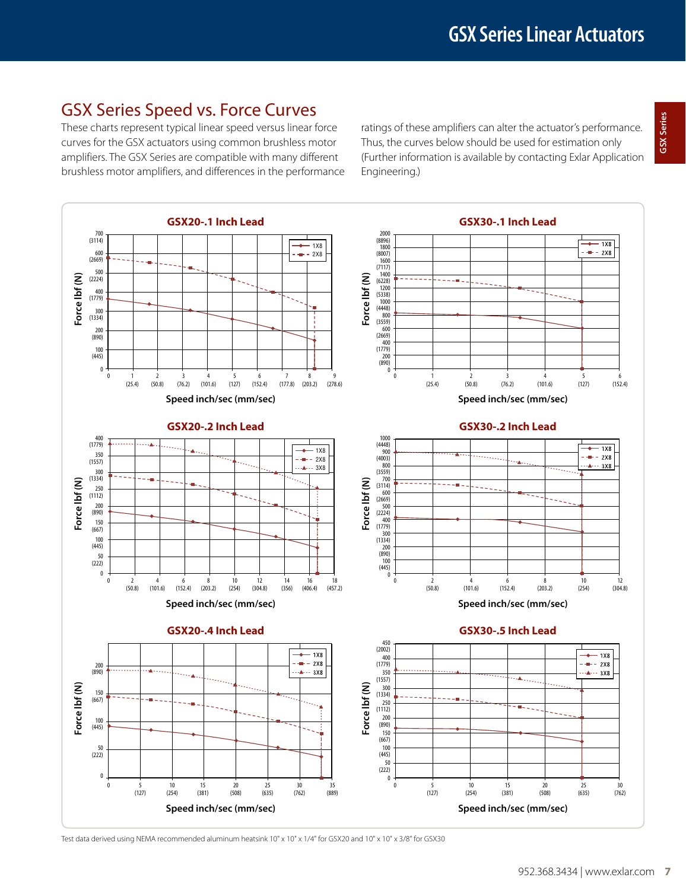## GSX Series Speed vs. Force Curves

These charts represent typical linear speed versus linear force curves for the GSX actuators using common brushless motor amplifiers. The GSX Series are compatible with many different brushless motor amplifiers, and differences in the performance ratings of these amplifiers can alter the actuator's performance. Thus, the curves below should be used for estimation only (Further information is available by contacting Exlar Application Engineering.)

### GSX20-.1 Inch Lead

Force lbf (N) vs. Speed inch/sec (mm/sec) — curves: 1X8, 2X8

### GSX30-.1 Inch Lead

Force lbf (N) vs. Speed inch/sec (mm/sec) — curves: 1X8, 2X8

### GSX20-.2 Inch Lead

Force lbf (N) vs. Speed inch/sec (mm/sec) — curves: 1X8, 2X8, 3X8

### GSX30-.2 Inch Lead

Force lbf (N) vs. Speed inch/sec (mm/sec) — curves: 1X8, 2X8, 3X8

### GSX20-.4 Inch Lead

Force lbf (N) vs. Speed inch/sec (mm/sec) — curves: 1X8, 2X8, 3X8

### GSX30-.5 Inch Lead

Force lbf (N) vs. Speed inch/sec (mm/sec) — curves: 1X8, 2X8, 3X8

Test data derived using NEMA recommended aluminum heatsink 10" x 10" x 1/4" for GSX20 and 10" x 10" x 3/8" for GSX30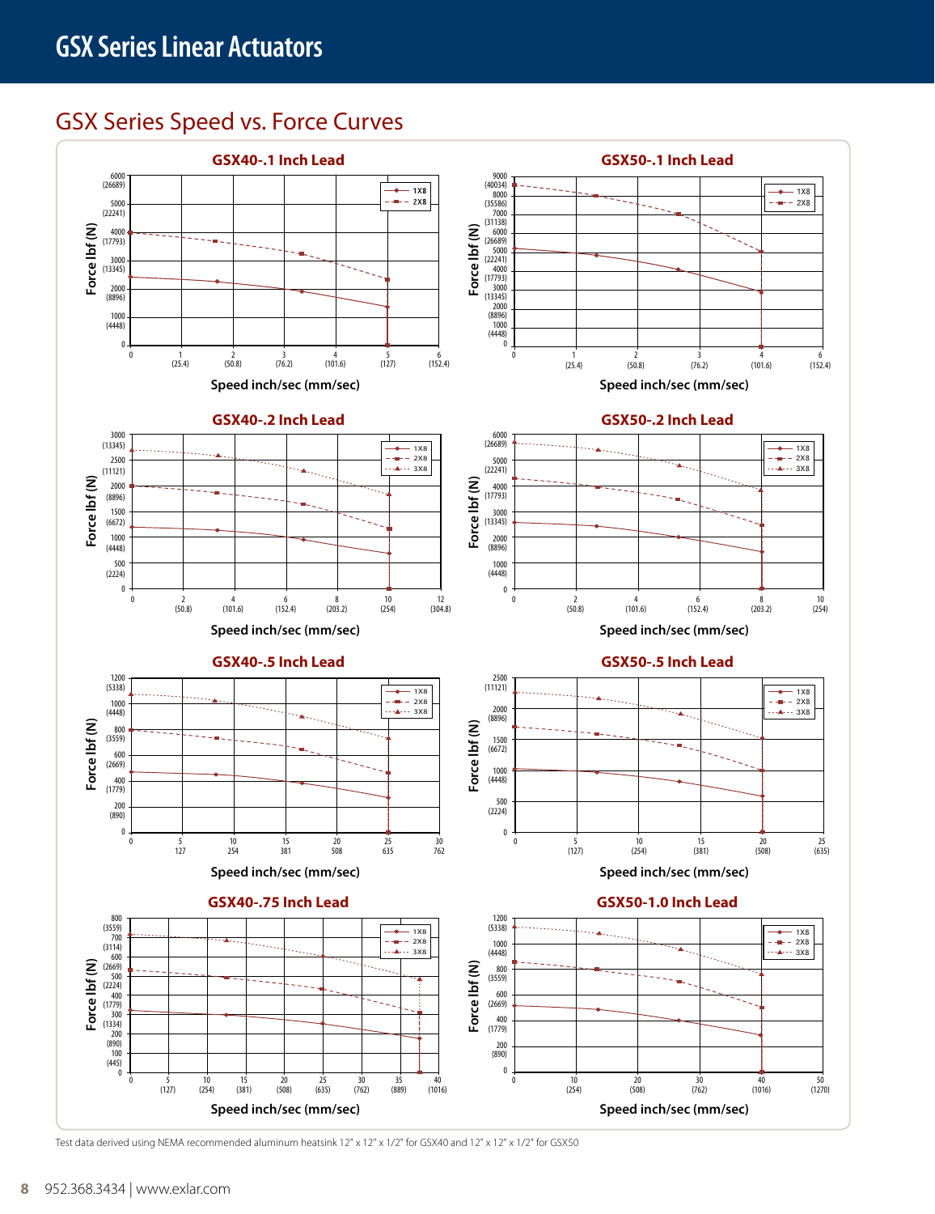# GSX Series Linear Actuators

## GSX Series Speed vs. Force Curves

### GSX40-.1 Inch Lead

Force lbf (N): 0, 1000 (4448), 2000 (8896), 3000 (13345), 4000 (17793), 5000 (22241), 6000 (26689)

Speed inch/sec (mm/sec): 0, 1 (25.4), 2 (50.8), 3 (76.2), 4 (101.6), 5 (127), 6 (152.4)

Legend: 1X8, 2X8

### GSX50-.1 Inch Lead

Force lbf (N): 0, 1000 (4448), 2000 (8896), 3000 (13345), 4000 (17793), 5000 (22241), 6000 (26689), 7000 (31138), 8000 (35586), 9000 (40034)

Speed inch/sec (mm/sec): 0, 1 (25.4), 2 (50.8), 3 (76.2), 4 (101.6), 6 (152.4)

Legend: 1X8, 2X8

### GSX40-.2 Inch Lead

Force lbf (N): 0, 500 (2224), 1000 (4448), 1500 (6672), 2000 (8896), 2500 (11121), 3000 (13345)

Speed inch/sec (mm/sec): 0, 2 (50.8), 4 (101.6), 6 (152.4), 8 (203.2), 10 (254), 12 (304.8)

Legend: 1X8, 2X8, 3X8

### GSX50-.2 Inch Lead

Force lbf (N): 0, 1000 (4448), 2000 (8896), 3000 (13345), 4000 (17793), 5000 (22241), 6000 (26689)

Speed inch/sec (mm/sec): 0, 2 (50.8), 4 (101.6), 6 (152.4), 8 (203.2), 10 (254)

Legend: 1X8, 2X8, 3X8

### GSX40-.5 Inch Lead

Force lbf (N): 0, 200 (890), 400 (1779), 600 (2669), 800 (3559), 1000 (4448), 1200 (5338)

Speed inch/sec (mm/sec): 0, 5 127, 10 254, 15 381, 20 508, 25 635, 30 762

Legend: 1X8, 2X8, 3X8

### GSX50-.5 Inch Lead

Force lbf (N): 0, 500 (2224), 1000 (4448), 1500 (6672), 2000 (8896), 2500 (11121)

Speed inch/sec (mm/sec): 0, 5 (127), 10 (254), 15 (381), 20 (508), 25 (635)

Legend: 1X8, 2X8, 3X8

### GSX40-.75 Inch Lead

Force lbf (N): 0, 100 (445), 200 (890), 300 (1334), 400 (1779), 500 (2224), 600 (2669), 700 (3114), 800 (3559)

Speed inch/sec (mm/sec): 0, 5 (127), 10 (254), 15 (381), 20 (508), 25 (635), 30 (762), 35 (889), 40 (1016)

Legend: 1X8, 2X8, 3X8

### GSX50-1.0 Inch Lead

Force lbf (N): 0, 200 (890), 400 (1779), 600 (2669), 800 (3559), 1000 (4448), 1200 (5338)

Speed inch/sec (mm/sec): 0, 10 (254), 20 (508), 30 (762), 40 (1016), 50 (1270)

Legend: 1X8, 2X8, 3X8

Test data derived using NEMA recommended aluminum heatsink 12" x 12" x 1/2" for GSX40 and 12" x 12" x 1/2" for GSX50

952.368.3434 | www.exlar.com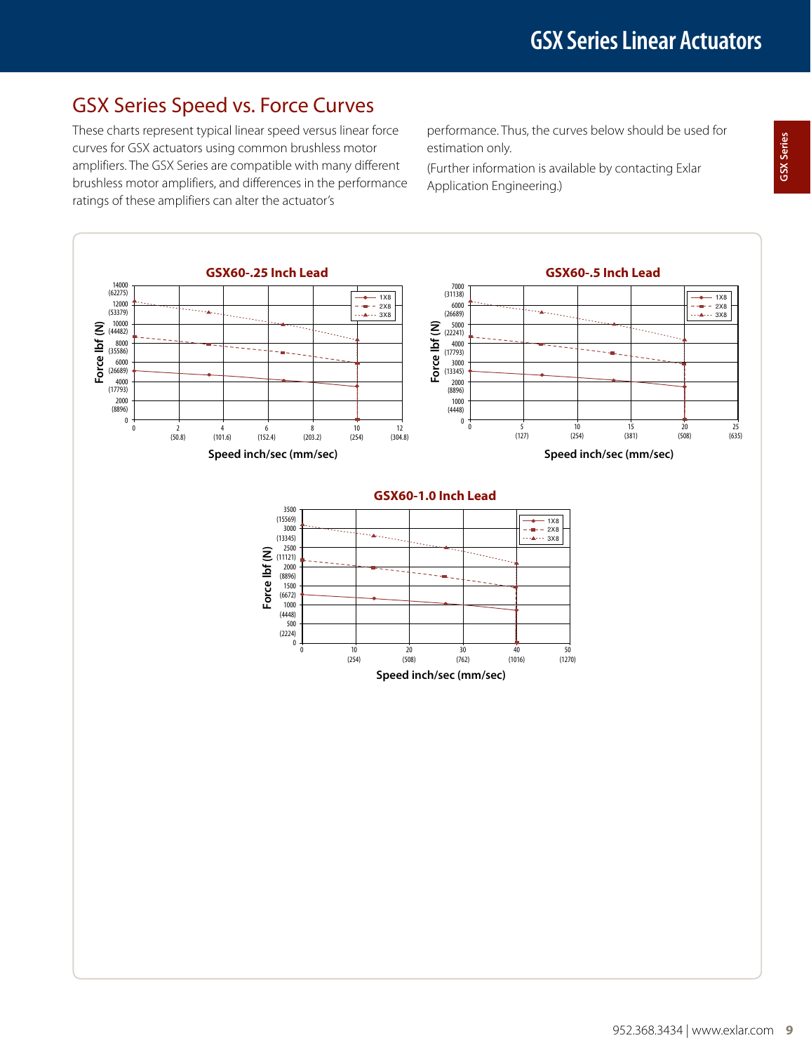## GSX Series Speed vs. Force Curves

These charts represent typical linear speed versus linear force curves for GSX actuators using common brushless motor amplifiers. The GSX Series are compatible with many different brushless motor amplifiers, and differences in the performance ratings of these amplifiers can alter the actuator's performance. Thus, the curves below should be used for estimation only.

(Further information is available by contacting Exlar Application Engineering.)

**GSX60-.25 Inch Lead**

Force lbf (N): 0, 2000 (8896), 4000 (17793), 6000 (26689), 8000 (35586), 10000 (44482), 12000 (53379), 14000 (62275)

Speed inch/sec (mm/sec): 0, 2 (50.8), 4 (101.6), 6 (152.4), 8 (203.2), 10 (254), 12 (304.8)

Legend: 1X8, 2X8, 3X8

**GSX60-.5 Inch Lead**

Force lbf (N): 0, 1000 (4448), 2000 (8896), 3000 (13345), 4000 (17793), 5000 (22241), 6000 (26689), 7000 (31138)

Speed inch/sec (mm/sec): 0, 5 (127), 10 (254), 15 (381), 20 (508), 25 (635)

Legend: 1X8, 2X8, 3X8

**GSX60-1.0 Inch Lead**

Force lbf (N): 0, 500 (2224), 1000 (4448), 1500 (6672), 2000 (8896), 2500 (11121), 3000 (13345), 3500 (15569)

Speed inch/sec (mm/sec): 0, 10 (254), 20 (508), 30 (762), 40 (1016), 50 (1270)

Legend: 1X8, 2X8, 3X8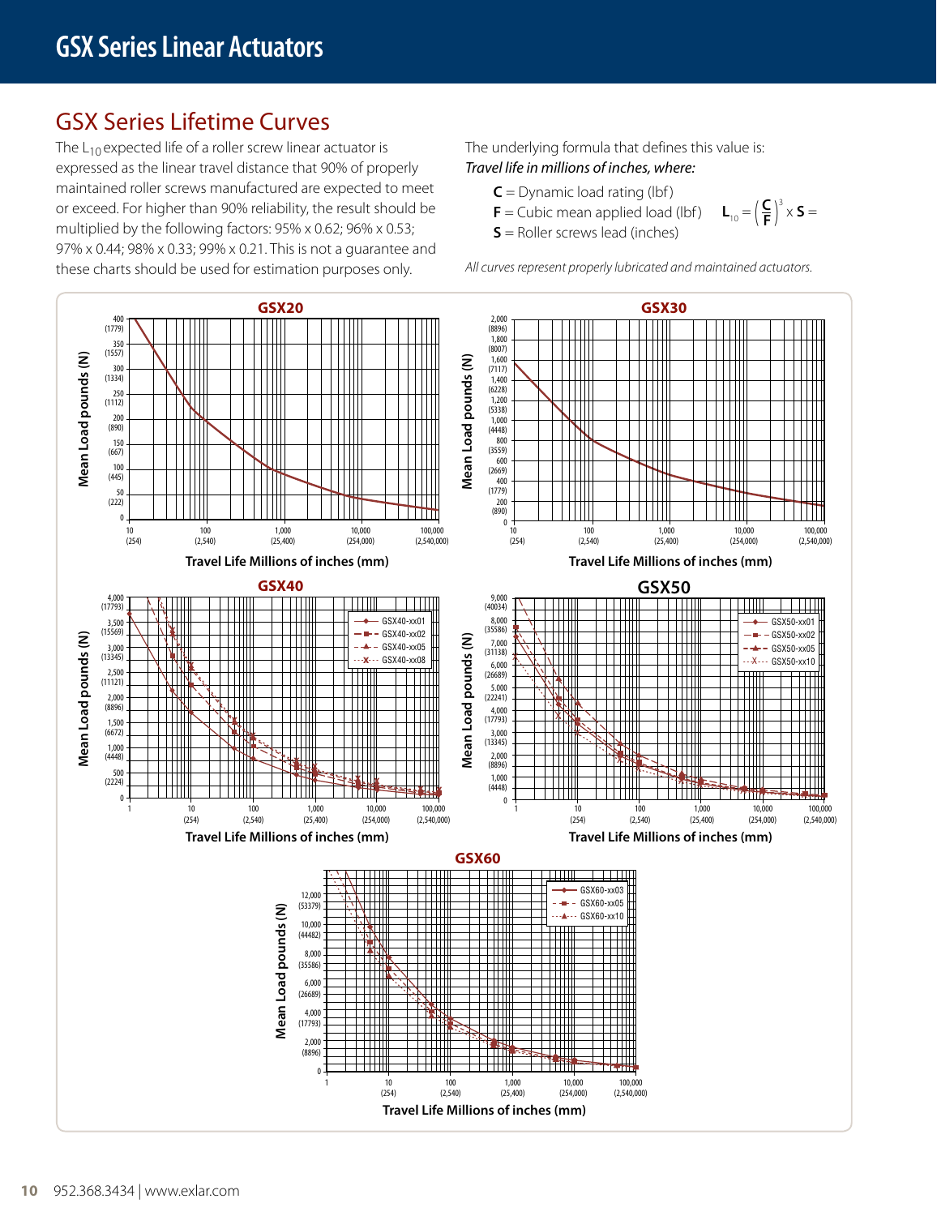# GSX Series Linear Actuators

## GSX Series Lifetime Curves

The $L_{10}$ expected life of a roller screw linear actuator is expressed as the linear travel distance that 90% of properly maintained roller screws manufactured are expected to meet or exceed. For higher than 90% reliability, the result should be multiplied by the following factors: 95% x 0.62; 96% x 0.53; 97% x 0.44; 98% x 0.33; 99% x 0.21. This is not a guarantee and these charts should be used for estimation purposes only.

The underlying formula that defines this value is:

*Travel life in millions of inches, where:*

- **C** = Dynamic load rating (lbf)
- **F** = Cubic mean applied load (lbf)
- **S** = Roller screws lead (inches)

$$L_{10} = \left(\frac{C}{F}\right)^3 \times S =$$

*All curves represent properly lubricated and maintained actuators.*

**GSX20**

Mean Load pounds (N) vs. Travel Life Millions of inches (mm)

**GSX30**

Mean Load pounds (N) vs. Travel Life Millions of inches (mm)

**GSX40**

Mean Load pounds (N) vs. Travel Life Millions of inches (mm)

Legend: GSX40-xx01, GSX40-xx02, GSX40-xx05, GSX40-xx08

**GSX50**

Mean Load pounds (N) vs. Travel Life Millions of inches (mm)

Legend: GSX50-xx01, GSX50-xx02, GSX50-xx05, GSX50-xx10

**GSX60**

Mean Load pounds (N) vs. Travel Life Millions of inches (mm)

Legend: GSX60-xx03, GSX60-xx05, GSX60-xx10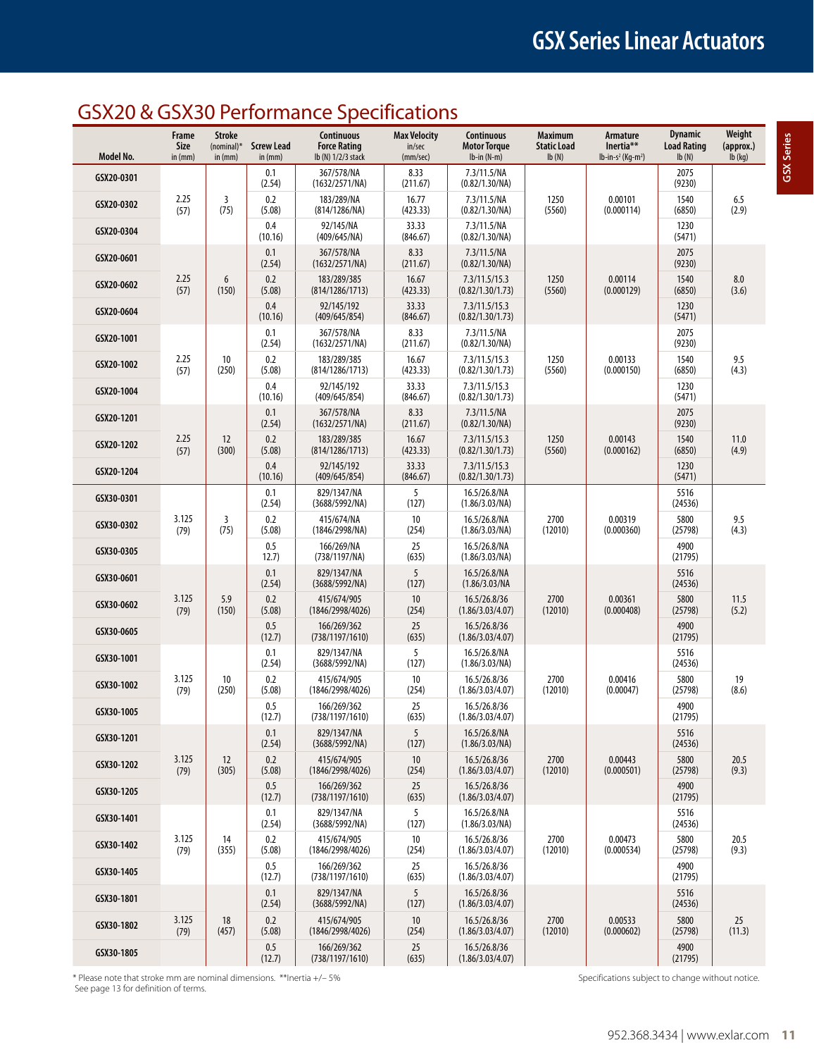# GSX Series Linear Actuators

## GSX20 & GSX30 Performance Specifications

| Model No. | Frame Size in (mm) | Stroke (nominal)* in (mm) | Screw Lead in (mm) | Continuous Force Rating lb (N) 1/2/3 stack | Max Velocity in/sec (mm/sec) | Continuous Motor Torque lb-in (N-m) | Maximum Static Load lb (N) | Armature Inertia** lb-in-s² (Kg-m²) | Dynamic Load Rating lb (N) | Weight (approx.) lb (kg) |
|---|---|---|---|---|---|---|---|---|---|---|
| GSX20-0301 | 2.25 (57) | 3 (75) | 0.1 (2.54) | 367/578/NA (1632/2571/NA) | 8.33 (211.67) | 7.3/11.5/NA (0.82/1.30/NA) | 1250 (5560) | 0.00101 (0.000114) | 2075 (9230) | 6.5 (2.9) |
| GSX20-0302 | | | 0.2 (5.08) | 183/289/NA (814/1286/NA) | 16.77 (423.33) | 7.3/11.5/NA (0.82/1.30/NA) | | | 1540 (6850) | |
| GSX20-0304 | | | 0.4 (10.16) | 92/145/NA (409/645/NA) | 33.33 (846.67) | 7.3/11.5/NA (0.82/1.30/NA) | | | 1230 (5471) | |
| GSX20-0601 | 2.25 (57) | 6 (150) | 0.1 (2.54) | 367/578/NA (1632/2571/NA) | 8.33 (211.67) | 7.3/11.5/NA (0.82/1.30/NA) | 1250 (5560) | 0.00114 (0.000129) | 2075 (9230) | 8.0 (3.6) |
| GSX20-0602 | | | 0.2 (5.08) | 183/289/385 (814/1286/1713) | 16.67 (423.33) | 7.3/11.5/15.3 (0.82/1.30/1.73) | | | 1540 (6850) | |
| GSX20-0604 | | | 0.4 (10.16) | 92/145/192 (409/645/854) | 33.33 (846.67) | 7.3/11.5/15.3 (0.82/1.30/1.73) | | | 1230 (5471) | |
| GSX20-1001 | 2.25 (57) | 10 (250) | 0.1 (2.54) | 367/578/NA (1632/2571/NA) | 8.33 (211.67) | 7.3/11.5/NA (0.82/1.30/NA) | 1250 (5560) | 0.00133 (0.000150) | 2075 (9230) | 9.5 (4.3) |
| GSX20-1002 | | | 0.2 (5.08) | 183/289/385 (814/1286/1713) | 16.67 (423.33) | 7.3/11.5/15.3 (0.82/1.30/1.73) | | | 1540 (6850) | |
| GSX20-1004 | | | 0.4 (10.16) | 92/145/192 (409/645/854) | 33.33 (846.67) | 7.3/11.5/15.3 (0.82/1.30/1.73) | | | 1230 (5471) | |
| GSX20-1201 | 2.25 (57) | 12 (300) | 0.1 (2.54) | 367/578/NA (1632/2571/NA) | 8.33 (211.67) | 7.3/11.5/NA (0.82/1.30/NA) | 1250 (5560) | 0.00143 (0.000162) | 2075 (9230) | 11.0 (4.9) |
| GSX20-1202 | | | 0.2 (5.08) | 183/289/385 (814/1286/1713) | 16.67 (423.33) | 7.3/11.5/15.3 (0.82/1.30/1.73) | | | 1540 (6850) | |
| GSX20-1204 | | | 0.4 (10.16) | 92/145/192 (409/645/854) | 33.33 (846.67) | 7.3/11.5/15.3 (0.82/1.30/1.73) | | | 1230 (5471) | |
| GSX30-0301 | 3.125 (79) | 3 (75) | 0.1 (2.54) | 829/1347/NA (3688/5992/NA) | 5 (127) | 16.5/26.8/NA (1.86/3.03/NA) | 2700 (12010) | 0.00319 (0.000360) | 5516 (24536) | 9.5 (4.3) |
| GSX30-0302 | | | 0.2 (5.08) | 415/674/NA (1846/2998/NA) | 10 (254) | 16.5/26.8/NA (1.86/3.03/NA) | | | 5800 (25798) | |
| GSX30-0305 | | | 0.5 12.7) | 166/269/NA (738/1197/NA) | 25 (635) | 16.5/26.8/NA (1.86/3.03/NA) | | | 4900 (21795) | |
| GSX30-0601 | 3.125 (79) | 5.9 (150) | 0.1 (2.54) | 829/1347/NA (3688/5992/NA) | 5 (127) | 16.5/26.8/NA (1.86/3.03/NA | 2700 (12010) | 0.00361 (0.000408) | 5516 (24536) | 11.5 (5.2) |
| GSX30-0602 | | | 0.2 (5.08) | 415/674/905 (1846/2998/4026) | 10 (254) | 16.5/26.8/36 (1.86/3.03/4.07) | | | 5800 (25798) | |
| GSX30-0605 | | | 0.5 (12.7) | 166/269/362 (738/1197/1610) | 25 (635) | 16.5/26.8/36 (1.86/3.03/4.07) | | | 4900 (21795) | |
| GSX30-1001 | 3.125 (79) | 10 (250) | 0.1 (2.54) | 829/1347/NA (3688/5992/NA) | 5 (127) | 16.5/26.8/NA (1.86/3.03/NA) | 2700 (12010) | 0.00416 (0.00047) | 5516 (24536) | 19 (8.6) |
| GSX30-1002 | | | 0.2 (5.08) | 415/674/905 (1846/2998/4026) | 10 (254) | 16.5/26.8/36 (1.86/3.03/4.07) | | | 5800 (25798) | |
| GSX30-1005 | | | 0.5 (12.7) | 166/269/362 (738/1197/1610) | 25 (635) | 16.5/26.8/36 (1.86/3.03/4.07) | | | 4900 (21795) | |
| GSX30-1201 | 3.125 (79) | 12 (305) | 0.1 (2.54) | 829/1347/NA (3688/5992/NA) | 5 (127) | 16.5/26.8/NA (1.86/3.03/NA) | 2700 (12010) | 0.00443 (0.000501) | 5516 (24536) | 20.5 (9.3) |
| GSX30-1202 | | | 0.2 (5.08) | 415/674/905 (1846/2998/4026) | 10 (254) | 16.5/26.8/36 (1.86/3.03/4.07) | | | 5800 (25798) | |
| GSX30-1205 | | | 0.5 (12.7) | 166/269/362 (738/1197/1610) | 25 (635) | 16.5/26.8/36 (1.86/3.03/4.07) | | | 4900 (21795) | |
| GSX30-1401 | 3.125 (79) | 14 (355) | 0.1 (2.54) | 829/1347/NA (3688/5992/NA) | 5 (127) | 16.5/26.8/NA (1.86/3.03/NA) | 2700 (12010) | 0.00473 (0.000534) | 5516 (24536) | 20.5 (9.3) |
| GSX30-1402 | | | 0.2 (5.08) | 415/674/905 (1846/2998/4026) | 10 (254) | 16.5/26.8/36 (1.86/3.03/4.07) | | | 5800 (25798) | |
| GSX30-1405 | | | 0.5 (12.7) | 166/269/362 (738/1197/1610) | 25 (635) | 16.5/26.8/36 (1.86/3.03/4.07) | | | 4900 (21795) | |
| GSX30-1801 | 3.125 (79) | 18 (457) | 0.1 (2.54) | 829/1347/NA (3688/5992/NA) | 5 (127) | 16.5/26.8/36 (1.86/3.03/4.07) | 2700 (12010) | 0.00533 (0.000602) | 5516 (24536) | 25 (11.3) |
| GSX30-1802 | | | 0.2 (5.08) | 415/674/905 (1846/2998/4026) | 10 (254) | 16.5/26.8/36 (1.86/3.03/4.07) | | | 5800 (25798) | |
| GSX30-1805 | | | 0.5 (12.7) | 166/269/362 (738/1197/1610) | 25 (635) | 16.5/26.8/36 (1.86/3.03/4.07) | | | 4900 (21795) | |

\* Please note that stroke mm are nominal dimensions. **Inertia +/– 5%
See page 13 for definition of terms.

Specifications subject to change without notice.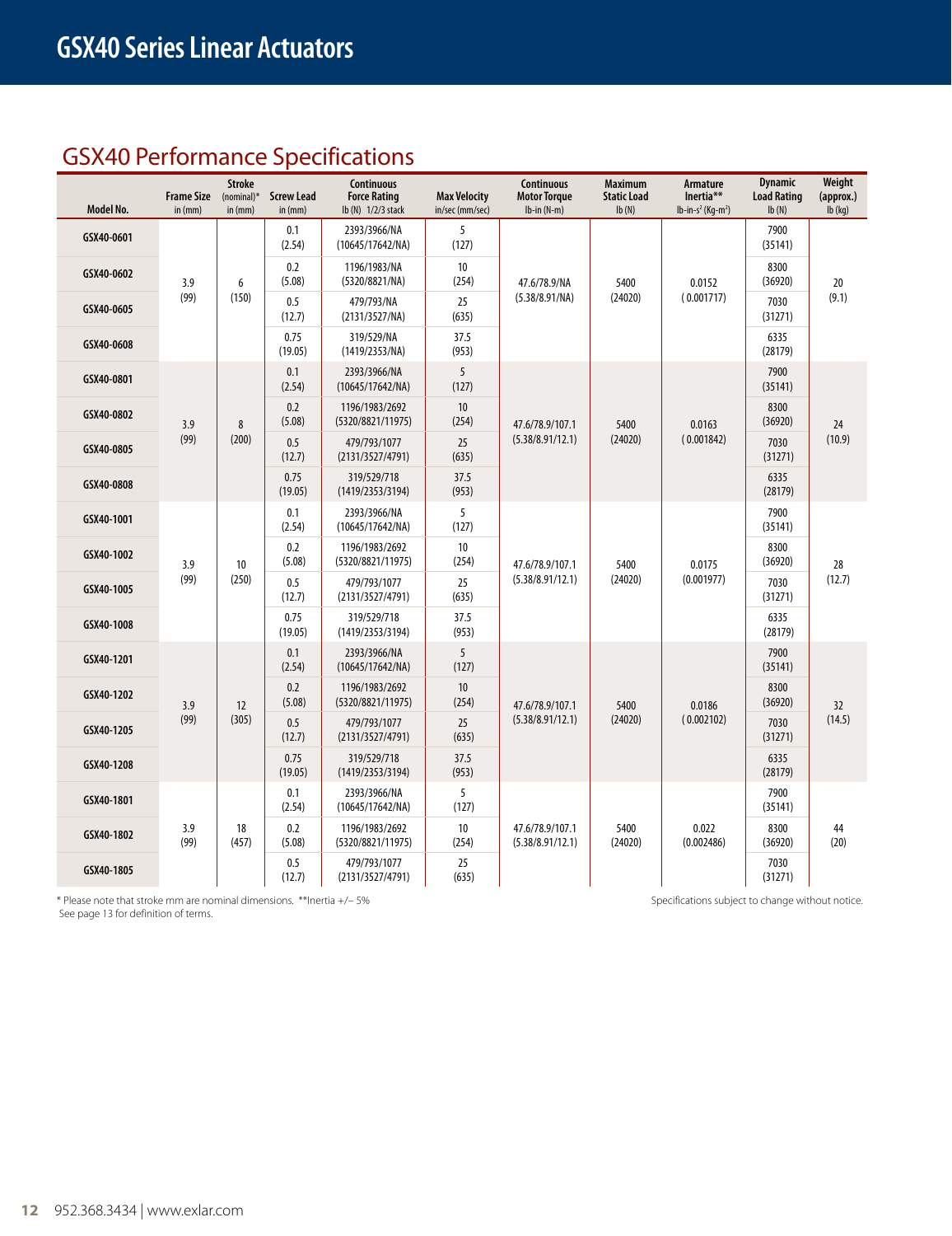# GSX40 Series Linear Actuators

## GSX40 Performance Specifications

| Model No. | Frame Size in (mm) | Stroke (nominal)* in (mm) | Screw Lead in (mm) | Continuous Force Rating lb (N) 1/2/3 stack | Max Velocity in/sec (mm/sec) | Continuous Motor Torque lb-in (N-m) | Maximum Static Load lb (N) | Armature Inertia** lb-in-s² (Kg-m²) | Dynamic Load Rating lb (N) | Weight (approx.) lb (kg) |
|---|---|---|---|---|---|---|---|---|---|---|
| GSX40-0601 | 3.9 (99) | 6 (150) | 0.1 (2.54) | 2393/3966/NA (10645/17642/NA) | 5 (127) | 47.6/78.9/NA (5.38/8.91/NA) | 5400 (24020) | 0.0152 (0.001717) | 7900 (35141) | 20 (9.1) |
| GSX40-0602 | | | 0.2 (5.08) | 1196/1983/NA (5320/8821/NA) | 10 (254) | | | | 8300 (36920) | |
| GSX40-0605 | | | 0.5 (12.7) | 479/793/NA (2131/3527/NA) | 25 (635) | | | | 7030 (31271) | |
| GSX40-0608 | | | 0.75 (19.05) | 319/529/NA (1419/2353/NA) | 37.5 (953) | | | | 6335 (28179) | |
| GSX40-0801 | 3.9 (99) | 8 (200) | 0.1 (2.54) | 2393/3966/NA (10645/17642/NA) | 5 (127) | 47.6/78.9/107.1 (5.38/8.91/12.1) | 5400 (24020) | 0.0163 (0.001842) | 7900 (35141) | 24 (10.9) |
| GSX40-0802 | | | 0.2 (5.08) | 1196/1983/2692 (5320/8821/11975) | 10 (254) | | | | 8300 (36920) | |
| GSX40-0805 | | | 0.5 (12.7) | 479/793/1077 (2131/3527/4791) | 25 (635) | | | | 7030 (31271) | |
| GSX40-0808 | | | 0.75 (19.05) | 319/529/718 (1419/2353/3194) | 37.5 (953) | | | | 6335 (28179) | |
| GSX40-1001 | 3.9 (99) | 10 (250) | 0.1 (2.54) | 2393/3966/NA (10645/17642/NA) | 5 (127) | 47.6/78.9/107.1 (5.38/8.91/12.1) | 5400 (24020) | 0.0175 (0.001977) | 7900 (35141) | 28 (12.7) |
| GSX40-1002 | | | 0.2 (5.08) | 1196/1983/2692 (5320/8821/11975) | 10 (254) | | | | 8300 (36920) | |
| GSX40-1005 | | | 0.5 (12.7) | 479/793/1077 (2131/3527/4791) | 25 (635) | | | | 7030 (31271) | |
| GSX40-1008 | | | 0.75 (19.05) | 319/529/718 (1419/2353/3194) | 37.5 (953) | | | | 6335 (28179) | |
| GSX40-1201 | 3.9 (99) | 12 (305) | 0.1 (2.54) | 2393/3966/NA (10645/17642/NA) | 5 (127) | 47.6/78.9/107.1 (5.38/8.91/12.1) | 5400 (24020) | 0.0186 (0.002102) | 7900 (35141) | 32 (14.5) |
| GSX40-1202 | | | 0.2 (5.08) | 1196/1983/2692 (5320/8821/11975) | 10 (254) | | | | 8300 (36920) | |
| GSX40-1205 | | | 0.5 (12.7) | 479/793/1077 (2131/3527/4791) | 25 (635) | | | | 7030 (31271) | |
| GSX40-1208 | | | 0.75 (19.05) | 319/529/718 (1419/2353/3194) | 37.5 (953) | | | | 6335 (28179) | |
| GSX40-1801 | 3.9 (99) | 18 (457) | 0.1 (2.54) | 2393/3966/NA (10645/17642/NA) | 5 (127) | 47.6/78.9/107.1 (5.38/8.91/12.1) | 5400 (24020) | 0.022 (0.002486) | 7900 (35141) | 44 (20) |
| GSX40-1802 | | | 0.2 (5.08) | 1196/1983/2692 (5320/8821/11975) | 10 (254) | | | | 8300 (36920) | |
| GSX40-1805 | | | 0.5 (12.7) | 479/793/1077 (2131/3527/4791) | 25 (635) | | | | 7030 (31271) | |

* Please note that stroke mm are nominal dimensions. **Inertia +/– 5%
See page 13 for definition of terms.

Specifications subject to change without notice.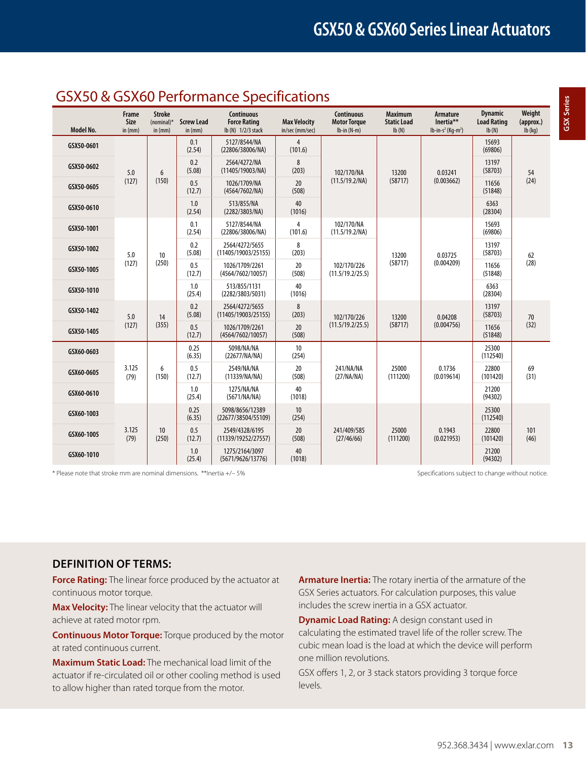## GSX50 & GSX60 Performance Specifications

| Model No. | Frame Size in (mm) | Stroke (nominal)* in (mm) | Screw Lead in (mm) | Continuous Force Rating lb (N) 1/2/3 stack | Max Velocity in/sec (mm/sec) | Continuous Motor Torque lb-in (N-m) | Maximum Static Load lb (N) | Armature Inertia** lb-in-s² (Kg-m²) | Dynamic Load Rating lb (N) | Weight (approx.) lb (kg) |
|---|---|---|---|---|---|---|---|---|---|---|
| GSX50-0601 | 5.0 (127) | 6 (150) | 0.1 (2.54) | 5127/8544/NA (22806/38006/NA) | 4 (101.6) | 102/170/NA (11.5/19.2/NA) | 13200 (58717) | 0.03241 (0.003662) | 15693 (69806) | 54 (24) |
| GSX50-0602 | | | 0.2 (5.08) | 2564/4272/NA (11405/19003/NA) | 8 (203) | | | | 13197 (58703) | |
| GSX50-0605 | | | 0.5 (12.7) | 1026/1709/NA (4564/7602/NA) | 20 (508) | | | | 11656 (51848) | |
| GSX50-0610 | | | 1.0 (2.54) | 513/855/NA (2282/3803/NA) | 40 (1016) | | | | 6363 (28304) | |
| GSX50-1001 | 5.0 (127) | 10 (250) | 0.1 (2.54) | 5127/8544/NA (22806/38006/NA) | 4 (101.6) | 102/170/NA (11.5/19.2/NA) | 13200 (58717) | 0.03725 (0.004209) | 15693 (69806) | 62 (28) |
| GSX50-1002 | | | 0.2 (5.08) | 2564/4272/5655 (11405/19003/25155) | 8 (203) | 102/170/226 (11.5/19.2/25.5) | | | 13197 (58703) | |
| GSX50-1005 | | | 0.5 (12.7) | 1026/1709/2261 (4564/7602/10057) | 20 (508) | | | | 11656 (51848) | |
| GSX50-1010 | | | 1.0 (25.4) | 513/855/1131 (2282/3803/5031) | 40 (1016) | | | | 6363 (28304) | |
| GSX50-1402 | 5.0 (127) | 14 (355) | 0.2 (5.08) | 2564/4272/5655 (11405/19003/25155) | 8 (203) | 102/170/226 (11.5/19.2/25.5) | 13200 (58717) | 0.04208 (0.004756) | 13197 (58703) | 70 (32) |
| GSX50-1405 | | | 0.5 (12.7) | 1026/1709/2261 (4564/7602/10057) | 20 (508) | | | | 11656 (51848) | |
| GSX60-0603 | 3.125 (79) | 6 (150) | 0.25 (6.35) | 5098/NA/NA (22677/NA/NA) | 10 (254) | 241/NA/NA (27/NA/NA) | 25000 (111200) | 0.1736 (0.019614) | 25300 (112540) | 69 (31) |
| GSX60-0605 | | | 0.5 (12.7) | 2549/NA/NA (11339/NA/NA) | 20 (508) | | | | 22800 (101420) | |
| GSX60-0610 | | | 1.0 (25.4) | 1275/NA/NA (5671/NA/NA) | 40 (1018) | | | | 21200 (94302) | |
| GSX60-1003 | 3.125 (79) | 10 (250) | 0.25 (6.35) | 5098/8656/12389 (22677/38504/55109) | 10 (254) | 241/409/585 (27/46/66) | 25000 (111200) | 0.1943 (0.021953) | 25300 (112540) | 101 (46) |
| GSX60-1005 | | | 0.5 (12.7) | 2549/4328/6195 (11339/19252/27557) | 20 (508) | | | | 22800 (101420) | |
| GSX60-1010 | | | 1.0 (25.4) | 1275/2164/3097 (5671/9626/13776) | 40 (1018) | | | | 21200 (94302) | |

* Please note that stroke mm are nominal dimensions. **Inertia +/– 5%

Specifications subject to change without notice.

### DEFINITION OF TERMS:

**Force Rating:** The linear force produced by the actuator at continuous motor torque.

**Max Velocity:** The linear velocity that the actuator will achieve at rated motor rpm.

**Continuous Motor Torque:** Torque produced by the motor at rated continuous current.

**Maximum Static Load:** The mechanical load limit of the actuator if re-circulated oil or other cooling method is used to allow higher than rated torque from the motor.

**Armature Inertia:** The rotary inertia of the armature of the GSX Series actuators. For calculation purposes, this value includes the screw inertia in a GSX actuator.

**Dynamic Load Rating:** A design constant used in calculating the estimated travel life of the roller screw. The cubic mean load is the load at which the device will perform one million revolutions.

GSX offers 1, 2, or 3 stack stators providing 3 torque force levels.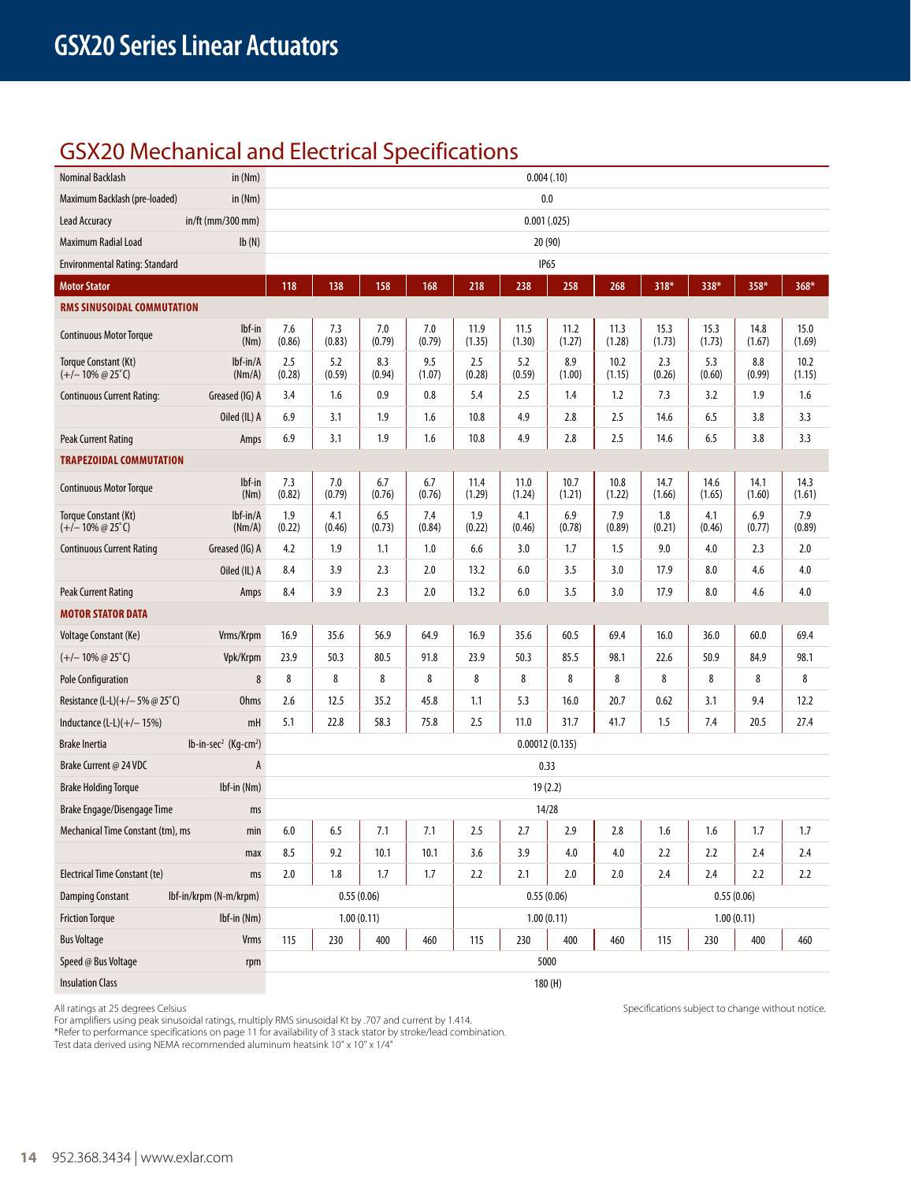# GSX20 Series Linear Actuators

## GSX20 Mechanical and Electrical Specifications

| | | | | | | | | | | | | | |
|---|---|---|---|---|---|---|---|---|---|---|---|---|---|
| Nominal Backlash | in (Nm) | 0.004 (.10) | | | | | | | | | | | |
| Maximum Backlash (pre-loaded) | in (Nm) | 0.0 | | | | | | | | | | | |
| Lead Accuracy | in/ft (mm/300 mm) | 0.001 (.025) | | | | | | | | | | | |
| Maximum Radial Load | lb (N) | 20 (90) | | | | | | | | | | | |
| Environmental Rating: Standard | | IP65 | | | | | | | | | | | |
| **Motor Stator** | | **118** | **138** | **158** | **168** | **218** | **238** | **258** | **268** | **318*** | **338*** | **358*** | **368*** |
| **RMS SINUSOIDAL COMMUTATION** | | | | | | | | | | | | | |
| Continuous Motor Torque | lbf-in (Nm) | 7.6 (0.86) | 7.3 (0.83) | 7.0 (0.79) | 7.0 (0.79) | 11.9 (1.35) | 11.5 (1.30) | 11.2 (1.27) | 11.3 (1.28) | 15.3 (1.73) | 15.3 (1.73) | 14.8 (1.67) | 15.0 (1.69) |
| Torque Constant (Kt) (+/– 10% @ 25˚C) | lbf-in/A (Nm/A) | 2.5 (0.28) | 5.2 (0.59) | 8.3 (0.94) | 9.5 (1.07) | 2.5 (0.28) | 5.2 (0.59) | 8.9 (1.00) | 10.2 (1.15) | 2.3 (0.26) | 5.3 (0.60) | 8.8 (0.99) | 10.2 (1.15) |
| Continuous Current Rating: | Greased (IG) A | 3.4 | 1.6 | 0.9 | 0.8 | 5.4 | 2.5 | 1.4 | 1.2 | 7.3 | 3.2 | 1.9 | 1.6 |
| | Oiled (IL) A | 6.9 | 3.1 | 1.9 | 1.6 | 10.8 | 4.9 | 2.8 | 2.5 | 14.6 | 6.5 | 3.8 | 3.3 |
| Peak Current Rating | Amps | 6.9 | 3.1 | 1.9 | 1.6 | 10.8 | 4.9 | 2.8 | 2.5 | 14.6 | 6.5 | 3.8 | 3.3 |
| **TRAPEZOIDAL COMMUTATION** | | | | | | | | | | | | | |
| Continuous Motor Torque | lbf-in (Nm) | 7.3 (0.82) | 7.0 (0.79) | 6.7 (0.76) | 6.7 (0.76) | 11.4 (1.29) | 11.0 (1.24) | 10.7 (1.21) | 10.8 (1.22) | 14.7 (1.66) | 14.6 (1.65) | 14.1 (1.60) | 14.3 (1.61) |
| Torque Constant (Kt) (+/– 10% @ 25˚C) | lbf-in/A (Nm/A) | 1.9 (0.22) | 4.1 (0.46) | 6.5 (0.73) | 7.4 (0.84) | 1.9 (0.22) | 4.1 (0.46) | 6.9 (0.78) | 7.9 (0.89) | 1.8 (0.21) | 4.1 (0.46) | 6.9 (0.77) | 7.9 (0.89) |
| Continuous Current Rating | Greased (IG) A | 4.2 | 1.9 | 1.1 | 1.0 | 6.6 | 3.0 | 1.7 | 1.5 | 9.0 | 4.0 | 2.3 | 2.0 |
| | Oiled (IL) A | 8.4 | 3.9 | 2.3 | 2.0 | 13.2 | 6.0 | 3.5 | 3.0 | 17.9 | 8.0 | 4.6 | 4.0 |
| Peak Current Rating | Amps | 8.4 | 3.9 | 2.3 | 2.0 | 13.2 | 6.0 | 3.5 | 3.0 | 17.9 | 8.0 | 4.6 | 4.0 |
| **MOTOR STATOR DATA** | | | | | | | | | | | | | |
| Voltage Constant (Ke) | Vrms/Krpm | 16.9 | 35.6 | 56.9 | 64.9 | 16.9 | 35.6 | 60.5 | 69.4 | 16.0 | 36.0 | 60.0 | 69.4 |
| (+/– 10% @ 25˚C) | Vpk/Krpm | 23.9 | 50.3 | 80.5 | 91.8 | 23.9 | 50.3 | 85.5 | 98.1 | 22.6 | 50.9 | 84.9 | 98.1 |
| Pole Configuration | 8 | 8 | 8 | 8 | 8 | 8 | 8 | 8 | 8 | 8 | 8 | 8 | 8 |
| Resistance (L-L)(+/– 5% @ 25˚C) | Ohms | 2.6 | 12.5 | 35.2 | 45.8 | 1.1 | 5.3 | 16.0 | 20.7 | 0.62 | 3.1 | 9.4 | 12.2 |
| Inductance (L-L)(+/– 15%) | mH | 5.1 | 22.8 | 58.3 | 75.8 | 2.5 | 11.0 | 31.7 | 41.7 | 1.5 | 7.4 | 20.5 | 27.4 |
| Brake Inertia | lb-in-sec² (Kg-cm²) | 0.00012 (0.135) | | | | | | | | | | | |
| Brake Current @ 24 VDC | A | 0.33 | | | | | | | | | | | |
| Brake Holding Torque | lbf-in (Nm) | 19 (2.2) | | | | | | | | | | | |
| Brake Engage/Disengage Time | ms | 14/28 | | | | | | | | | | | |
| Mechanical Time Constant (tm), ms | min | 6.0 | 6.5 | 7.1 | 7.1 | 2.5 | 2.7 | 2.9 | 2.8 | 1.6 | 1.6 | 1.7 | 1.7 |
| | max | 8.5 | 9.2 | 10.1 | 10.1 | 3.6 | 3.9 | 4.0 | 4.0 | 2.2 | 2.2 | 2.4 | 2.4 |
| Electrical Time Constant (te) | ms | 2.0 | 1.8 | 1.7 | 1.7 | 2.2 | 2.1 | 2.0 | 2.0 | 2.4 | 2.4 | 2.2 | 2.2 |
| Damping Constant | lbf-in/krpm (N-m/krpm) | 0.55 (0.06) | | | | 0.55 (0.06) | | | | 0.55 (0.06) | | | |
| Friction Torque | lbf-in (Nm) | 1.00 (0.11) | | | | 1.00 (0.11) | | | | 1.00 (0.11) | | | |
| Bus Voltage | Vrms | 115 | 230 | 400 | 460 | 115 | 230 | 400 | 460 | 115 | 230 | 400 | 460 |
| Speed @ Bus Voltage | rpm | 5000 | | | | | | | | | | | |
| Insulation Class | | 180 (H) | | | | | | | | | | | |

All ratings at 25 degrees Celsius
For amplifiers using peak sinusoidal ratings, multiply RMS sinusoidal Kt by .707 and current by 1.414.
*Refer to performance specifications on page 11 for availability of 3 stack stator by stroke/lead combination.
Test data derived using NEMA recommended aluminum heatsink 10" x 10" x 1/4"

Specifications subject to change without notice.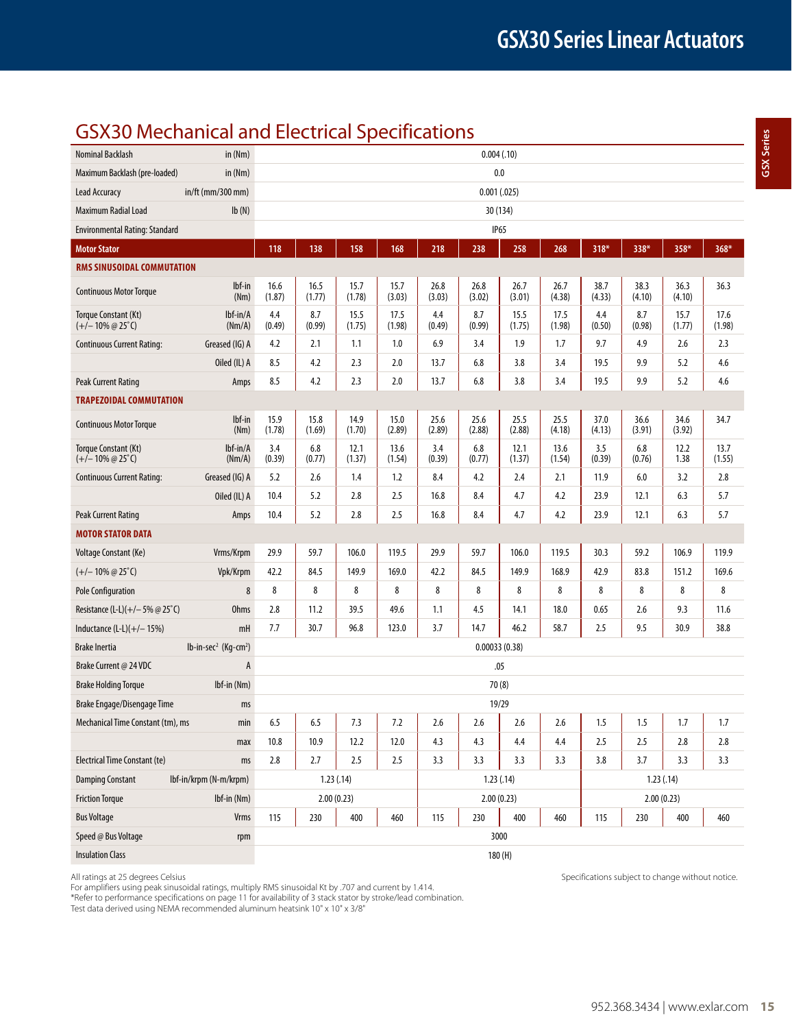## GSX30 Mechanical and Electrical Specifications

| | | | | | | | | | | | | | |
|---|---|---|---|---|---|---|---|---|---|---|---|---|---|
| Nominal Backlash | in (Nm) | 0.004 (.10) | | | | | | | | | | | |
| Maximum Backlash (pre-loaded) | in (Nm) | 0.0 | | | | | | | | | | | |
| Lead Accuracy | in/ft (mm/300 mm) | 0.001 (.025) | | | | | | | | | | | |
| Maximum Radial Load | lb (N) | 30 (134) | | | | | | | | | | | |
| Environmental Rating: Standard | | IP65 | | | | | | | | | | | |
| **Motor Stator** | | **118** | **138** | **158** | **168** | **218** | **238** | **258** | **268** | **318*** | **338*** | **358*** | **368*** |
| **RMS SINUSOIDAL COMMUTATION** | | | | | | | | | | | | | |
| Continuous Motor Torque | lbf-in (Nm) | 16.6 (1.87) | 16.5 (1.77) | 15.7 (1.78) | 15.7 (3.03) | 26.8 (3.03) | 26.8 (3.02) | 26.7 (3.01) | 26.7 (4.38) | 38.7 (4.33) | 38.3 (4.10) | 36.3 (4.10) | 36.3 |
| Torque Constant (Kt) (+/− 10% @ 25°C) | lbf-in/A (Nm/A) | 4.4 (0.49) | 8.7 (0.99) | 15.5 (1.75) | 17.5 (1.98) | 4.4 (0.49) | 8.7 (0.99) | 15.5 (1.75) | 17.5 (1.98) | 4.4 (0.50) | 8.7 (0.98) | 15.7 (1.77) | 17.6 (1.98) |
| Continuous Current Rating: | Greased (IG) A | 4.2 | 2.1 | 1.1 | 1.0 | 6.9 | 3.4 | 1.9 | 1.7 | 9.7 | 4.9 | 2.6 | 2.3 |
| | Oiled (IL) A | 8.5 | 4.2 | 2.3 | 2.0 | 13.7 | 6.8 | 3.8 | 3.4 | 19.5 | 9.9 | 5.2 | 4.6 |
| Peak Current Rating | Amps | 8.5 | 4.2 | 2.3 | 2.0 | 13.7 | 6.8 | 3.8 | 3.4 | 19.5 | 9.9 | 5.2 | 4.6 |
| **TRAPEZOIDAL COMMUTATION** | | | | | | | | | | | | | |
| Continuous Motor Torque | lbf-in (Nm) | 15.9 (1.78) | 15.8 (1.69) | 14.9 (1.70) | 15.0 (2.89) | 25.6 (2.89) | 25.6 (2.88) | 25.5 (2.88) | 25.5 (4.18) | 37.0 (4.13) | 36.6 (3.91) | 34.6 (3.92) | 34.7 |
| Torque Constant (Kt) (+/− 10% @ 25°C) | lbf-in/A (Nm/A) | 3.4 (0.39) | 6.8 (0.77) | 12.1 (1.37) | 13.6 (1.54) | 3.4 (0.39) | 6.8 (0.77) | 12.1 (1.37) | 13.6 (1.54) | 3.5 (0.39) | 6.8 (0.76) | 12.2 1.38 | 13.7 (1.55) |
| Continuous Current Rating: | Greased (IG) A | 5.2 | 2.6 | 1.4 | 1.2 | 8.4 | 4.2 | 2.4 | 2.1 | 11.9 | 6.0 | 3.2 | 2.8 |
| | Oiled (IL) A | 10.4 | 5.2 | 2.8 | 2.5 | 16.8 | 8.4 | 4.7 | 4.2 | 23.9 | 12.1 | 6.3 | 5.7 |
| Peak Current Rating | Amps | 10.4 | 5.2 | 2.8 | 2.5 | 16.8 | 8.4 | 4.7 | 4.2 | 23.9 | 12.1 | 6.3 | 5.7 |
| **MOTOR STATOR DATA** | | | | | | | | | | | | | |
| Voltage Constant (Ke) | Vrms/Krpm | 29.9 | 59.7 | 106.0 | 119.5 | 29.9 | 59.7 | 106.0 | 119.5 | 30.3 | 59.2 | 106.9 | 119.9 |
| (+/− 10% @ 25°C) | Vpk/Krpm | 42.2 | 84.5 | 149.9 | 169.0 | 42.2 | 84.5 | 149.9 | 168.9 | 42.9 | 83.8 | 151.2 | 169.6 |
| Pole Configuration | 8 | 8 | 8 | 8 | 8 | 8 | 8 | 8 | 8 | 8 | 8 | 8 | 8 |
| Resistance (L-L)(+/− 5% @ 25°C) | Ohms | 2.8 | 11.2 | 39.5 | 49.6 | 1.1 | 4.5 | 14.1 | 18.0 | 0.65 | 2.6 | 9.3 | 11.6 |
| Inductance (L-L)(+/− 15%) | mH | 7.7 | 30.7 | 96.8 | 123.0 | 3.7 | 14.7 | 46.2 | 58.7 | 2.5 | 9.5 | 30.9 | 38.8 |
| Brake Inertia | lb-in-sec² (Kg-cm²) | 0.00033 (0.38) | | | | | | | | | | | |
| Brake Current @ 24 VDC | A | .05 | | | | | | | | | | | |
| Brake Holding Torque | lbf-in (Nm) | 70 (8) | | | | | | | | | | | |
| Brake Engage/Disengage Time | ms | 19/29 | | | | | | | | | | | |
| Mechanical Time Constant (tm), ms | min | 6.5 | 6.5 | 7.3 | 7.2 | 2.6 | 2.6 | 2.6 | 2.6 | 1.5 | 1.5 | 1.7 | 1.7 |
| | max | 10.8 | 10.9 | 12.2 | 12.0 | 4.3 | 4.3 | 4.4 | 4.4 | 2.5 | 2.5 | 2.8 | 2.8 |
| Electrical Time Constant (te) | ms | 2.8 | 2.7 | 2.5 | 2.5 | 3.3 | 3.3 | 3.3 | 3.3 | 3.8 | 3.7 | 3.3 | 3.3 |
| Damping Constant | lbf-in/krpm (N-m/krpm) | 1.23 (.14) | | | | 1.23 (.14) | | | | 1.23 (.14) | | | |
| Friction Torque | lbf-in (Nm) | 2.00 (0.23) | | | | 2.00 (0.23) | | | | 2.00 (0.23) | | | |
| Bus Voltage | Vrms | 115 | 230 | 400 | 460 | 115 | 230 | 400 | 460 | 115 | 230 | 400 | 460 |
| Speed @ Bus Voltage | rpm | 3000 | | | | | | | | | | | |
| Insulation Class | | 180 (H) | | | | | | | | | | | |

All ratings at 25 degrees Celsius
For amplifiers using peak sinusoidal ratings, multiply RMS sinusoidal Kt by .707 and current by 1.414.
*Refer to performance specifications on page 11 for availability of 3 stack stator by stroke/lead combination.
Test data derived using NEMA recommended aluminum heatsink 10" x 10" x 3/8"

Specifications subject to change without notice.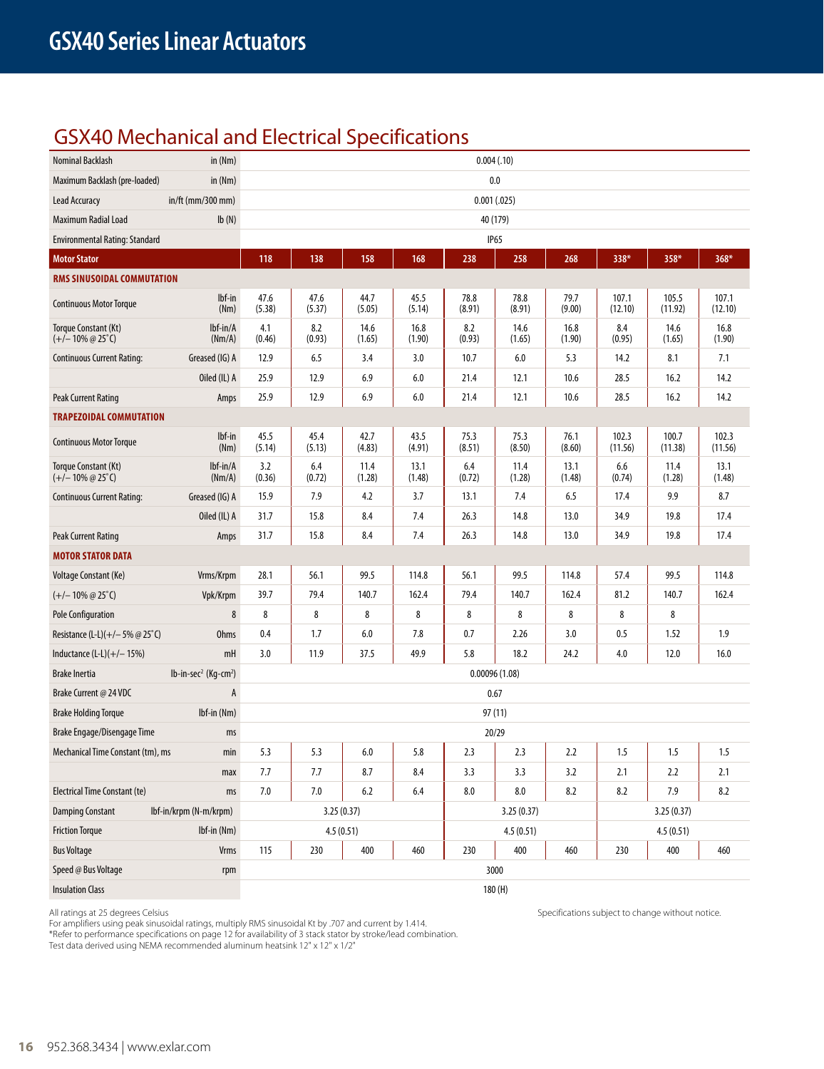# GSX40 Series Linear Actuators

## GSX40 Mechanical and Electrical Specifications

| | | | | | | | | | | | |
|---|---|---|---|---|---|---|---|---|---|---|---|
| Nominal Backlash | in (Nm) | 0.004 (.10) | | | | | | | | | |
| Maximum Backlash (pre-loaded) | in (Nm) | 0.0 | | | | | | | | | |
| Lead Accuracy | in/ft (mm/300 mm) | 0.001 (.025) | | | | | | | | | |
| Maximum Radial Load | lb (N) | 40 (179) | | | | | | | | | |
| Environmental Rating: Standard | | IP65 | | | | | | | | | |
| **Motor Stator** | | **118** | **138** | **158** | **168** | **238** | **258** | **268** | **338*** | **358*** | **368*** |
| **RMS SINUSOIDAL COMMUTATION** | | | | | | | | | | | |
| Continuous Motor Torque | lbf-in (Nm) | 47.6 (5.38) | 47.6 (5.37) | 44.7 (5.05) | 45.5 (5.14) | 78.8 (8.91) | 78.8 (8.91) | 79.7 (9.00) | 107.1 (12.10) | 105.5 (11.92) | 107.1 (12.10) |
| Torque Constant (Kt) (+/– 10% @ 25˚C) | lbf-in/A (Nm/A) | 4.1 (0.46) | 8.2 (0.93) | 14.6 (1.65) | 16.8 (1.90) | 8.2 (0.93) | 14.6 (1.65) | 16.8 (1.90) | 8.4 (0.95) | 14.6 (1.65) | 16.8 (1.90) |
| Continuous Current Rating: | Greased (IG) A | 12.9 | 6.5 | 3.4 | 3.0 | 10.7 | 6.0 | 5.3 | 14.2 | 8.1 | 7.1 |
| | Oiled (IL) A | 25.9 | 12.9 | 6.9 | 6.0 | 21.4 | 12.1 | 10.6 | 28.5 | 16.2 | 14.2 |
| Peak Current Rating | Amps | 25.9 | 12.9 | 6.9 | 6.0 | 21.4 | 12.1 | 10.6 | 28.5 | 16.2 | 14.2 |
| **TRAPEZOIDAL COMMUTATION** | | | | | | | | | | | |
| Continuous Motor Torque | lbf-in (Nm) | 45.5 (5.14) | 45.4 (5.13) | 42.7 (4.83) | 43.5 (4.91) | 75.3 (8.51) | 75.3 (8.50) | 76.1 (8.60) | 102.3 (11.56) | 100.7 (11.38) | 102.3 (11.56) |
| Torque Constant (Kt) (+/– 10% @ 25˚C) | lbf-in/A (Nm/A) | 3.2 (0.36) | 6.4 (0.72) | 11.4 (1.28) | 13.1 (1.48) | 6.4 (0.72) | 11.4 (1.28) | 13.1 (1.48) | 6.6 (0.74) | 11.4 (1.28) | 13.1 (1.48) |
| Continuous Current Rating: | Greased (IG) A | 15.9 | 7.9 | 4.2 | 3.7 | 13.1 | 7.4 | 6.5 | 17.4 | 9.9 | 8.7 |
| | Oiled (IL) A | 31.7 | 15.8 | 8.4 | 7.4 | 26.3 | 14.8 | 13.0 | 34.9 | 19.8 | 17.4 |
| Peak Current Rating | Amps | 31.7 | 15.8 | 8.4 | 7.4 | 26.3 | 14.8 | 13.0 | 34.9 | 19.8 | 17.4 |
| **MOTOR STATOR DATA** | | | | | | | | | | | |
| Voltage Constant (Ke) | Vrms/Krpm | 28.1 | 56.1 | 99.5 | 114.8 | 56.1 | 99.5 | 114.8 | 57.4 | 99.5 | 114.8 |
| (+/– 10% @ 25˚C) | Vpk/Krpm | 39.7 | 79.4 | 140.7 | 162.4 | 79.4 | 140.7 | 162.4 | 81.2 | 140.7 | 162.4 |
| Pole Configuration | 8 | 8 | 8 | 8 | 8 | 8 | 8 | 8 | 8 | 8 | |
| Resistance (L-L)(+/– 5% @ 25˚C) | Ohms | 0.4 | 1.7 | 6.0 | 7.8 | 0.7 | 2.26 | 3.0 | 0.5 | 1.52 | 1.9 |
| Inductance (L-L)(+/– 15%) | mH | 3.0 | 11.9 | 37.5 | 49.9 | 5.8 | 18.2 | 24.2 | 4.0 | 12.0 | 16.0 |
| Brake Inertia | lb-in-sec² (Kg-cm²) | 0.00096 (1.08) | | | | | | | | | |
| Brake Current @ 24 VDC | A | 0.67 | | | | | | | | | |
| Brake Holding Torque | lbf-in (Nm) | 97 (11) | | | | | | | | | |
| Brake Engage/Disengage Time | ms | 20/29 | | | | | | | | | |
| Mechanical Time Constant (tm), ms | min | 5.3 | 5.3 | 6.0 | 5.8 | 2.3 | 2.3 | 2.2 | 1.5 | 1.5 | 1.5 |
| | max | 7.7 | 7.7 | 8.7 | 8.4 | 3.3 | 3.3 | 3.2 | 2.1 | 2.2 | 2.1 |
| Electrical Time Constant (te) | ms | 7.0 | 7.0 | 6.2 | 6.4 | 8.0 | 8.0 | 8.2 | 8.2 | 7.9 | 8.2 |
| Damping Constant | lbf-in/krpm (N-m/krpm) | 3.25 (0.37) | | | | 3.25 (0.37) | | | 3.25 (0.37) | | |
| Friction Torque | lbf-in (Nm) | 4.5 (0.51) | | | | 4.5 (0.51) | | | 4.5 (0.51) | | |
| Bus Voltage | Vrms | 115 | 230 | 400 | 460 | 230 | 400 | 460 | 230 | 400 | 460 |
| Speed @ Bus Voltage | rpm | 3000 | | | | | | | | | |
| Insulation Class | | 180 (H) | | | | | | | | | |

All ratings at 25 degrees Celsius
For amplifiers using peak sinusoidal ratings, multiply RMS sinusoidal Kt by .707 and current by 1.414.
*Refer to performance specifications on page 12 for availability of 3 stack stator by stroke/lead combination.
Test data derived using NEMA recommended aluminum heatsink 12" x 12" x 1/2"

Specifications subject to change without notice.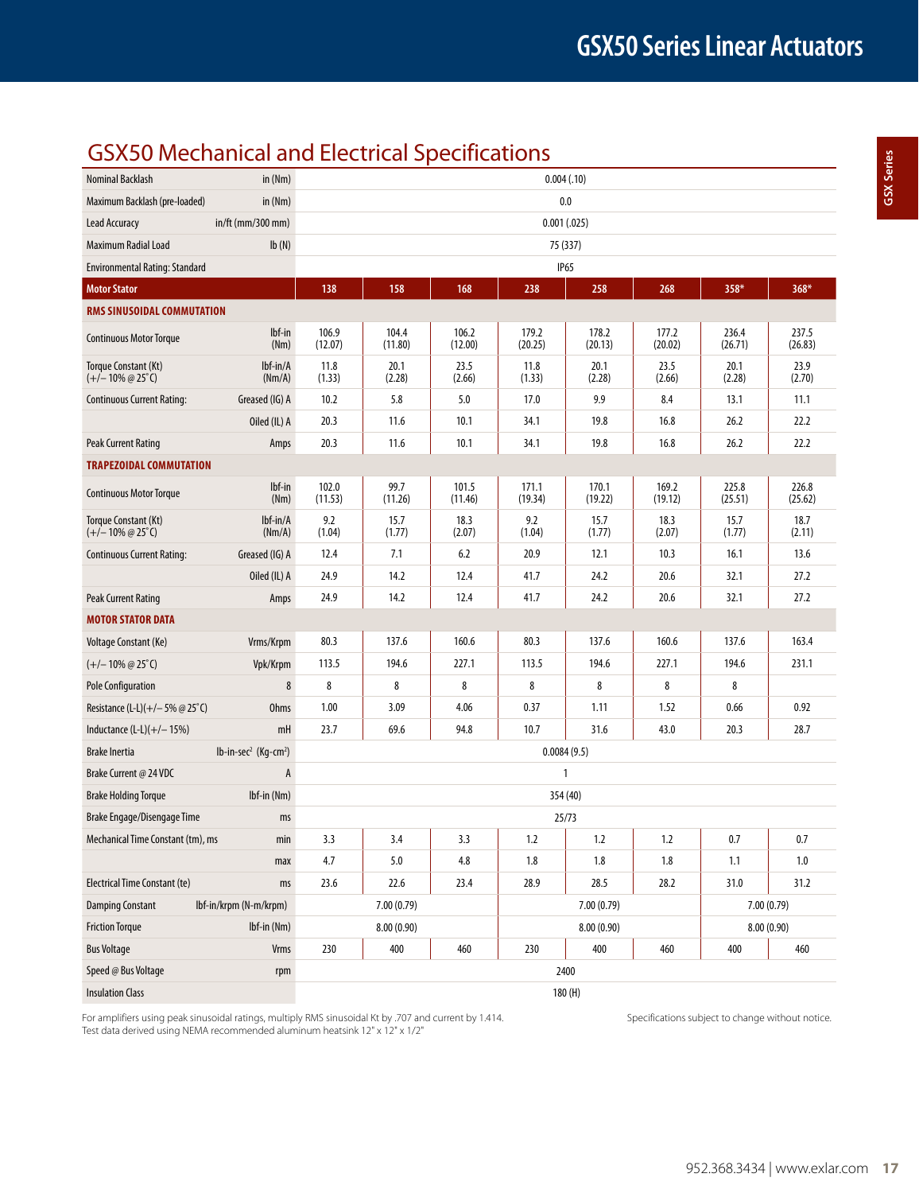## GSX50 Mechanical and Electrical Specifications

| | | 138 | 158 | 168 | 238 | 258 | 268 | 358* | 368* |
|---|---|---|---|---|---|---|---|---|---|
| Nominal Backlash | in (Nm) | 0.004 (.10) | | | | | | | |
| Maximum Backlash (pre-loaded) | in (Nm) | 0.0 | | | | | | | |
| Lead Accuracy | in/ft (mm/300 mm) | 0.001 (.025) | | | | | | | |
| Maximum Radial Load | lb (N) | 75 (337) | | | | | | | |
| Environmental Rating: Standard | | IP65 | | | | | | | |
| **Motor Stator** | | **138** | **158** | **168** | **238** | **258** | **268** | **358*** | **368*** |
| **RMS SINUSOIDAL COMMUTATION** | | | | | | | | | |
| Continuous Motor Torque | lbf-in (Nm) | 106.9 (12.07) | 104.4 (11.80) | 106.2 (12.00) | 179.2 (20.25) | 178.2 (20.13) | 177.2 (20.02) | 236.4 (26.71) | 237.5 (26.83) |
| Torque Constant (Kt) (+/– 10% @ 25˚C) | lbf-in/A (Nm/A) | 11.8 (1.33) | 20.1 (2.28) | 23.5 (2.66) | 11.8 (1.33) | 20.1 (2.28) | 23.5 (2.66) | 20.1 (2.28) | 23.9 (2.70) |
| Continuous Current Rating: | Greased (IG) A | 10.2 | 5.8 | 5.0 | 17.0 | 9.9 | 8.4 | 13.1 | 11.1 |
| | Oiled (IL) A | 20.3 | 11.6 | 10.1 | 34.1 | 19.8 | 16.8 | 26.2 | 22.2 |
| Peak Current Rating | Amps | 20.3 | 11.6 | 10.1 | 34.1 | 19.8 | 16.8 | 26.2 | 22.2 |
| **TRAPEZOIDAL COMMUTATION** | | | | | | | | | |
| Continuous Motor Torque | lbf-in (Nm) | 102.0 (11.53) | 99.7 (11.26) | 101.5 (11.46) | 171.1 (19.34) | 170.1 (19.22) | 169.2 (19.12) | 225.8 (25.51) | 226.8 (25.62) |
| Torque Constant (Kt) (+/– 10% @ 25˚C) | lbf-in/A (Nm/A) | 9.2 (1.04) | 15.7 (1.77) | 18.3 (2.07) | 9.2 (1.04) | 15.7 (1.77) | 18.3 (2.07) | 15.7 (1.77) | 18.7 (2.11) |
| Continuous Current Rating: | Greased (IG) A | 12.4 | 7.1 | 6.2 | 20.9 | 12.1 | 10.3 | 16.1 | 13.6 |
| | Oiled (IL) A | 24.9 | 14.2 | 12.4 | 41.7 | 24.2 | 20.6 | 32.1 | 27.2 |
| Peak Current Rating | Amps | 24.9 | 14.2 | 12.4 | 41.7 | 24.2 | 20.6 | 32.1 | 27.2 |
| **MOTOR STATOR DATA** | | | | | | | | | |
| Voltage Constant (Ke) | Vrms/Krpm | 80.3 | 137.6 | 160.6 | 80.3 | 137.6 | 160.6 | 137.6 | 163.4 |
| (+/– 10% @ 25˚C) | Vpk/Krpm | 113.5 | 194.6 | 227.1 | 113.5 | 194.6 | 227.1 | 194.6 | 231.1 |
| Pole Configuration | 8 | 8 | 8 | 8 | 8 | 8 | 8 | 8 | |
| Resistance (L-L)(+/– 5% @ 25˚C) | Ohms | 1.00 | 3.09 | 4.06 | 0.37 | 1.11 | 1.52 | 0.66 | 0.92 |
| Inductance (L-L)(+/– 15%) | mH | 23.7 | 69.6 | 94.8 | 10.7 | 31.6 | 43.0 | 20.3 | 28.7 |
| Brake Inertia | lb-in-sec² (Kg-cm²) | 0.0084 (9.5) | | | | | | | |
| Brake Current @ 24 VDC | A | 1 | | | | | | | |
| Brake Holding Torque | lbf-in (Nm) | 354 (40) | | | | | | | |
| Brake Engage/Disengage Time | ms | 25/73 | | | | | | | |
| Mechanical Time Constant (tm), ms | min | 3.3 | 3.4 | 3.3 | 1.2 | 1.2 | 1.2 | 0.7 | 0.7 |
| | max | 4.7 | 5.0 | 4.8 | 1.8 | 1.8 | 1.8 | 1.1 | 1.0 |
| Electrical Time Constant (te) | ms | 23.6 | 22.6 | 23.4 | 28.9 | 28.5 | 28.2 | 31.0 | 31.2 |
| Damping Constant | lbf-in/krpm (N-m/krpm) | 7.00 (0.79) | | | 7.00 (0.79) | | | 7.00 (0.79) | |
| Friction Torque | lbf-in (Nm) | 8.00 (0.90) | | | 8.00 (0.90) | | | 8.00 (0.90) | |
| Bus Voltage | Vrms | 230 | 400 | 460 | 230 | 400 | 460 | 400 | 460 |
| Speed @ Bus Voltage | rpm | 2400 | | | | | | | |
| Insulation Class | | 180 (H) | | | | | | | |

For amplifiers using peak sinusoidal ratings, multiply RMS sinusoidal Kt by .707 and current by 1.414.
Test data derived using NEMA recommended aluminum heatsink 12" x 12" x 1/2"

Specifications subject to change without notice.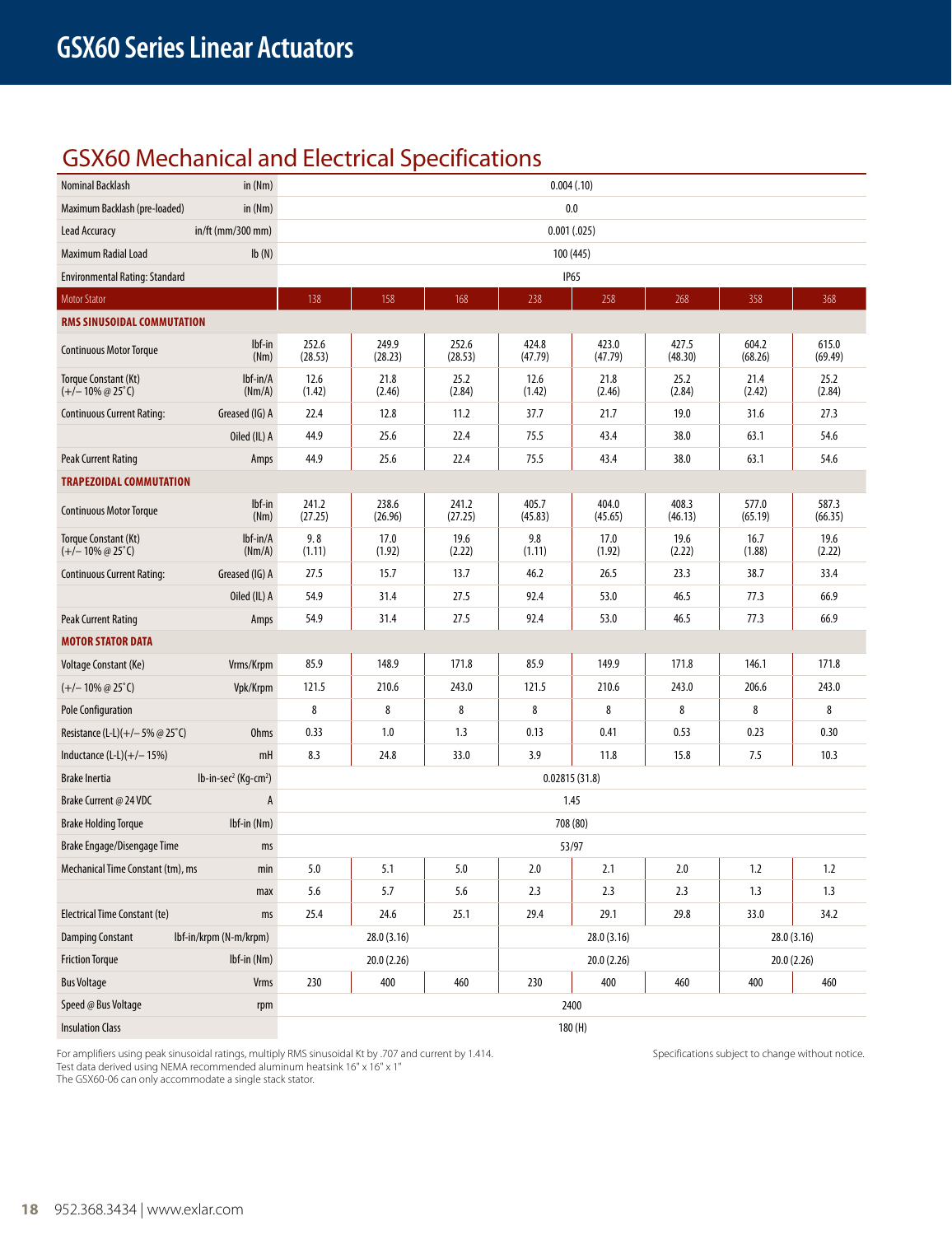# GSX60 Series Linear Actuators

## GSX60 Mechanical and Electrical Specifications

| | | | | | | | | | |
|---|---|---|---|---|---|---|---|---|---|
| Nominal Backlash | in (Nm) | 0.004 (.10) | | | | | | | |
| Maximum Backlash (pre-loaded) | in (Nm) | 0.0 | | | | | | | |
| Lead Accuracy | in/ft (mm/300 mm) | 0.001 (.025) | | | | | | | |
| Maximum Radial Load | lb (N) | 100 (445) | | | | | | | |
| Environmental Rating: Standard | | IP65 | | | | | | | |
| **Motor Stator** | | **138** | **158** | **168** | **238** | **258** | **268** | **358** | **368** |
| **RMS SINUSOIDAL COMMUTATION** | | | | | | | | | |
| Continuous Motor Torque | lbf-in (Nm) | 252.6 (28.53) | 249.9 (28.23) | 252.6 (28.53) | 424.8 (47.79) | 423.0 (47.79) | 427.5 (48.30) | 604.2 (68.26) | 615.0 (69.49) |
| Torque Constant (Kt) (+/– 10% @ 25˚C) | lbf-in/A (Nm/A) | 12.6 (1.42) | 21.8 (2.46) | 25.2 (2.84) | 12.6 (1.42) | 21.8 (2.46) | 25.2 (2.84) | 21.4 (2.42) | 25.2 (2.84) |
| Continuous Current Rating: | Greased (IG) A | 22.4 | 12.8 | 11.2 | 37.7 | 21.7 | 19.0 | 31.6 | 27.3 |
| | Oiled (IL) A | 44.9 | 25.6 | 22.4 | 75.5 | 43.4 | 38.0 | 63.1 | 54.6 |
| Peak Current Rating | Amps | 44.9 | 25.6 | 22.4 | 75.5 | 43.4 | 38.0 | 63.1 | 54.6 |
| **TRAPEZOIDAL COMMUTATION** | | | | | | | | | |
| Continuous Motor Torque | lbf-in (Nm) | 241.2 (27.25) | 238.6 (26.96) | 241.2 (27.25) | 405.7 (45.83) | 404.0 (45.65) | 408.3 (46.13) | 577.0 (65.19) | 587.3 (66.35) |
| Torque Constant (Kt) (+/– 10% @ 25˚C) | lbf-in/A (Nm/A) | 9.8 (1.11) | 17.0 (1.92) | 19.6 (2.22) | 9.8 (1.11) | 17.0 (1.92) | 19.6 (2.22) | 16.7 (1.88) | 19.6 (2.22) |
| Continuous Current Rating: | Greased (IG) A | 27.5 | 15.7 | 13.7 | 46.2 | 26.5 | 23.3 | 38.7 | 33.4 |
| | Oiled (IL) A | 54.9 | 31.4 | 27.5 | 92.4 | 53.0 | 46.5 | 77.3 | 66.9 |
| Peak Current Rating | Amps | 54.9 | 31.4 | 27.5 | 92.4 | 53.0 | 46.5 | 77.3 | 66.9 |
| **MOTOR STATOR DATA** | | | | | | | | | |
| Voltage Constant (Ke) | Vrms/Krpm | 85.9 | 148.9 | 171.8 | 85.9 | 149.9 | 171.8 | 146.1 | 171.8 |
| (+/– 10% @ 25˚C) | Vpk/Krpm | 121.5 | 210.6 | 243.0 | 121.5 | 210.6 | 243.0 | 206.6 | 243.0 |
| Pole Configuration | | 8 | 8 | 8 | 8 | 8 | 8 | 8 | 8 |
| Resistance (L-L)(+/– 5% @ 25˚C) | Ohms | 0.33 | 1.0 | 1.3 | 0.13 | 0.41 | 0.53 | 0.23 | 0.30 |
| Inductance (L-L)(+/– 15%) | mH | 8.3 | 24.8 | 33.0 | 3.9 | 11.8 | 15.8 | 7.5 | 10.3 |
| Brake Inertia | lb-in-sec² (Kg-cm²) | 0.02815 (31.8) | | | | | | | |
| Brake Current @ 24 VDC | A | 1.45 | | | | | | | |
| Brake Holding Torque | lbf-in (Nm) | 708 (80) | | | | | | | |
| Brake Engage/Disengage Time | ms | 53/97 | | | | | | | |
| Mechanical Time Constant (tm), ms | min | 5.0 | 5.1 | 5.0 | 2.0 | 2.1 | 2.0 | 1.2 | 1.2 |
| | max | 5.6 | 5.7 | 5.6 | 2.3 | 2.3 | 2.3 | 1.3 | 1.3 |
| Electrical Time Constant (te) | ms | 25.4 | 24.6 | 25.1 | 29.4 | 29.1 | 29.8 | 33.0 | 34.2 |
| Damping Constant | lbf-in/krpm (N-m/krpm) | 28.0 (3.16) | | | 28.0 (3.16) | | | 28.0 (3.16) | |
| Friction Torque | lbf-in (Nm) | 20.0 (2.26) | | | 20.0 (2.26) | | | 20.0 (2.26) | |
| Bus Voltage | Vrms | 230 | 400 | 460 | 230 | 400 | 460 | 400 | 460 |
| Speed @ Bus Voltage | rpm | 2400 | | | | | | | |
| Insulation Class | | 180 (H) | | | | | | | |

For amplifiers using peak sinusoidal ratings, multiply RMS sinusoidal Kt by .707 and current by 1.414.
Test data derived using NEMA recommended aluminum heatsink 16" x 16" x 1"
The GSX60-06 can only accommodate a single stack stator.

Specifications subject to change without notice.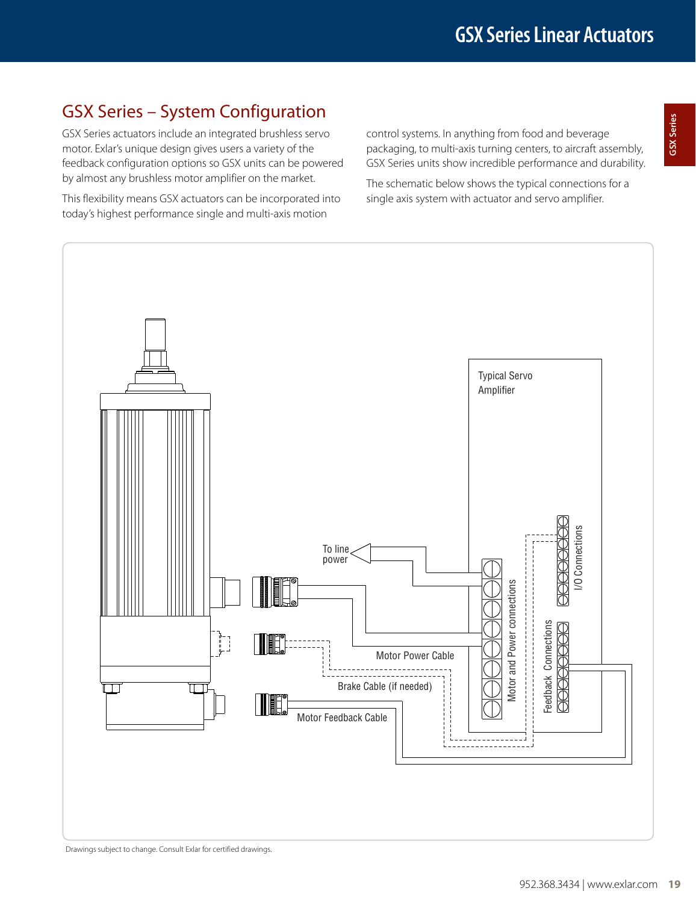## GSX Series – System Configuration

GSX Series actuators include an integrated brushless servo motor. Exlar's unique design gives users a variety of the feedback configuration options so GSX units can be powered by almost any brushless motor amplifier on the market.

This flexibility means GSX actuators can be incorporated into today's highest performance single and multi-axis motion control systems. In anything from food and beverage packaging, to multi-axis turning centers, to aircraft assembly, GSX Series units show incredible performance and durability.

The schematic below shows the typical connections for a single axis system with actuator and servo amplifier.

Typical Servo Amplifier

To line power

Motor and Power connections

I/O Connections

Feedback Connections

Motor Power Cable

Brake Cable (if needed)

Motor Feedback Cable

Drawings subject to change. Consult Exlar for certified drawings.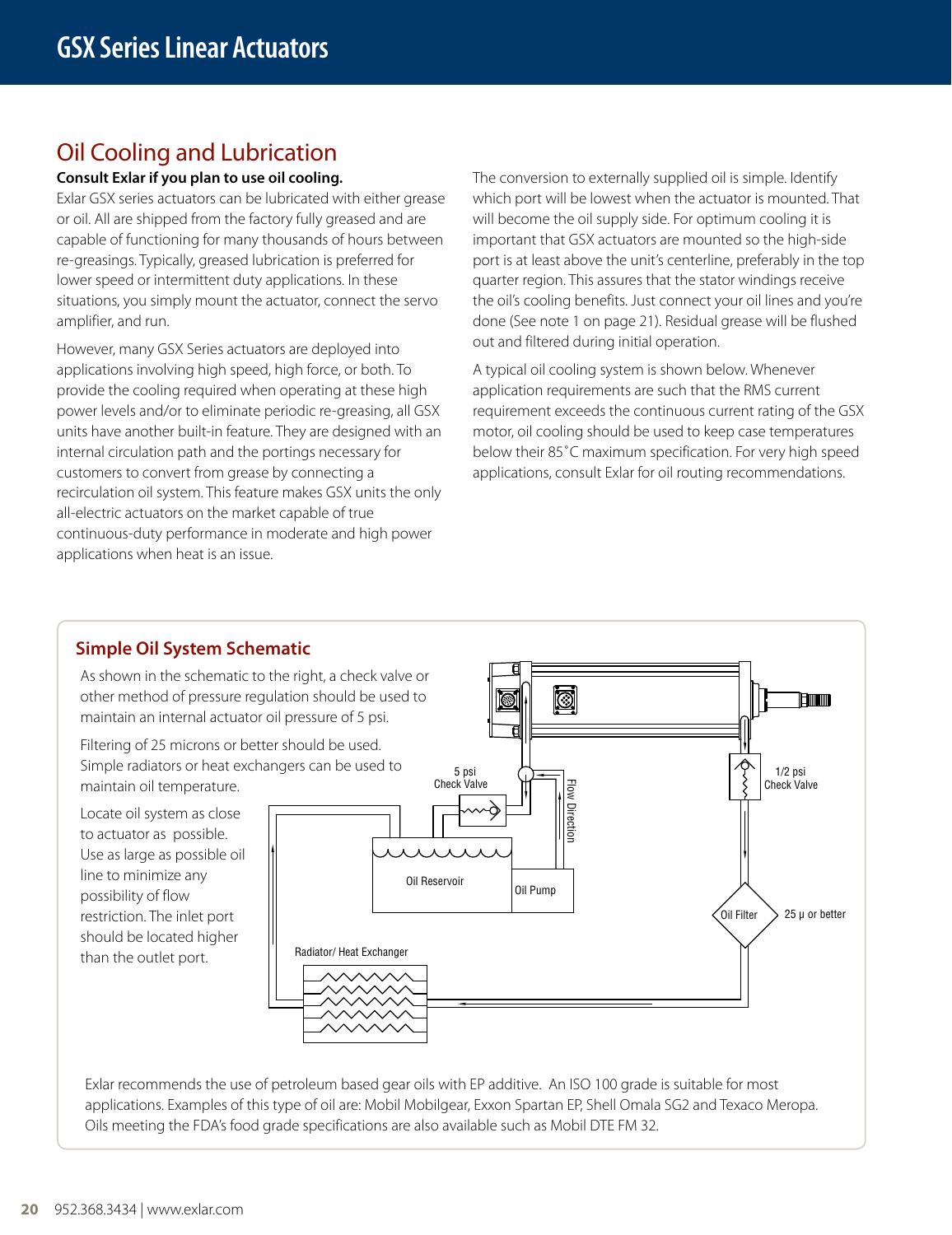## Oil Cooling and Lubrication

**Consult Exlar if you plan to use oil cooling.**

Exlar GSX series actuators can be lubricated with either grease or oil. All are shipped from the factory fully greased and are capable of functioning for many thousands of hours between re-greasings. Typically, greased lubrication is preferred for lower speed or intermittent duty applications. In these situations, you simply mount the actuator, connect the servo amplifier, and run.

However, many GSX Series actuators are deployed into applications involving high speed, high force, or both. To provide the cooling required when operating at these high power levels and/or to eliminate periodic re-greasing, all GSX units have another built-in feature. They are designed with an internal circulation path and the portings necessary for customers to convert from grease by connecting a recirculation oil system. This feature makes GSX units the only all-electric actuators on the market capable of true continuous-duty performance in moderate and high power applications when heat is an issue.

The conversion to externally supplied oil is simple. Identify which port will be lowest when the actuator is mounted. That will become the oil supply side. For optimum cooling it is important that GSX actuators are mounted so the high-side port is at least above the unit's centerline, preferably in the top quarter region. This assures that the stator windings receive the oil's cooling benefits. Just connect your oil lines and you're done (See note 1 on page 21). Residual grease will be flushed out and filtered during initial operation.

A typical oil cooling system is shown below. Whenever application requirements are such that the RMS current requirement exceeds the continuous current rating of the GSX motor, oil cooling should be used to keep case temperatures below their 85˚C maximum specification. For very high speed applications, consult Exlar for oil routing recommendations.

### Simple Oil System Schematic

As shown in the schematic to the right, a check valve or other method of pressure regulation should be used to maintain an internal actuator oil pressure of 5 psi.

Filtering of 25 microns or better should be used. Simple radiators or heat exchangers can be used to maintain oil temperature.

Locate oil system as close to actuator as possible. Use as large as possible oil line to minimize any possibility of flow restriction. The inlet port should be located higher than the outlet port.

5 psi Check Valve

Flow Direction

1/2 psi Check Valve

Oil Reservoir

Oil Pump

Oil Filter

25 μ or better

Radiator/ Heat Exchanger

Exlar recommends the use of petroleum based gear oils with EP additive. An ISO 100 grade is suitable for most applications. Examples of this type of oil are: Mobil Mobilgear, Exxon Spartan EP, Shell Omala SG2 and Texaco Meropa. Oils meeting the FDA's food grade specifications are also available such as Mobil DTE FM 32.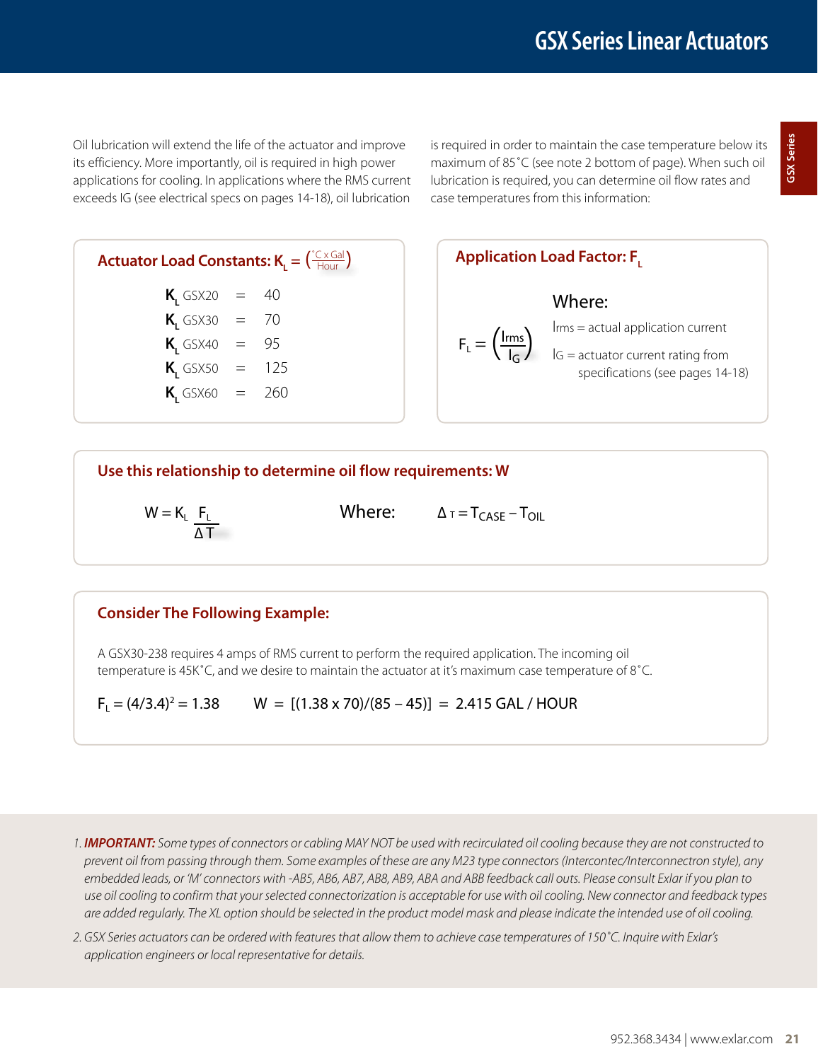Oil lubrication will extend the life of the actuator and improve its efficiency. More importantly, oil is required in high power applications for cooling. In applications where the RMS current exceeds IG (see electrical specs on pages 14-18), oil lubrication is required in order to maintain the case temperature below its maximum of 85˚C (see note 2 bottom of page). When such oil lubrication is required, you can determine oil flow rates and case temperatures from this information:

## Actuator Load Constants: $K_L = \left(\frac{˚C \times Gal}{Hour}\right)$

| | | |
|---|---|---|
| $K_L$ GSX20 | = | 40 |
| $K_L$ GSX30 | = | 70 |
| $K_L$ GSX40 | = | 95 |
| $K_L$ GSX50 | = | 125 |
| $K_L$ GSX60 | = | 260 |

## Application Load Factor: $F_L$

$$F_L = \left(\frac{I_{rms}}{I_G}\right)$$

Where:

$I_{rms}$ = actual application current

$I_G$ = actuator current rating from specifications (see pages 14-18)

## Use this relationship to determine oil flow requirements: W

$$W = K_L \frac{F_L}{\Delta T}$$

Where: $\Delta_T = T_{CASE} - T_{OIL}$

## Consider The Following Example:

A GSX30-238 requires 4 amps of RMS current to perform the required application. The incoming oil temperature is 45K˚C, and we desire to maintain the actuator at it's maximum case temperature of 8˚C.

$F_L = (4/3.4)^2 = 1.38$ $\quad$ $W = [(1.38 \times 70)/(85 - 45)] = 2.415$ GAL / HOUR

1. ***IMPORTANT:*** *Some types of connectors or cabling MAY NOT be used with recirculated oil cooling because they are not constructed to prevent oil from passing through them. Some examples of these are any M23 type connectors (Intercontec/Interconnectron style), any embedded leads, or 'M' connectors with -AB5, AB6, AB7, AB8, AB9, ABA and ABB feedback call outs. Please consult Exlar if you plan to use oil cooling to confirm that your selected connectorization is acceptable for use with oil cooling. New connector and feedback types are added regularly. The XL option should be selected in the product model mask and please indicate the intended use of oil cooling.*
2. *GSX Series actuators can be ordered with features that allow them to achieve case temperatures of 150˚C. Inquire with Exlar's application engineers or local representative for details.*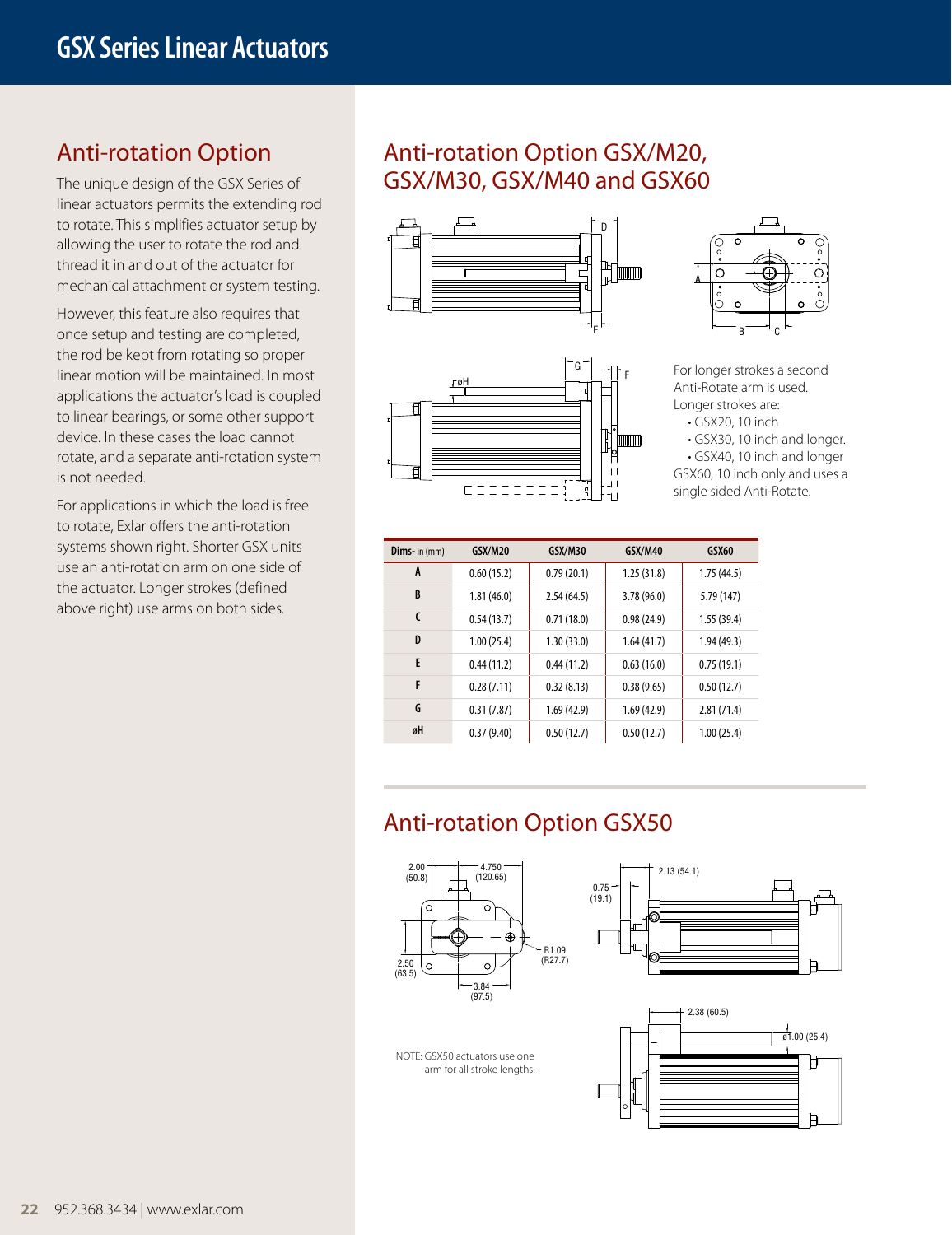## Anti-rotation Option

The unique design of the GSX Series of linear actuators permits the extending rod to rotate. This simplifies actuator setup by allowing the user to rotate the rod and thread it in and out of the actuator for mechanical attachment or system testing.

However, this feature also requires that once setup and testing are completed, the rod be kept from rotating so proper linear motion will be maintained. In most applications the actuator's load is coupled to linear bearings, or some other support device. In these cases the load cannot rotate, and a separate anti-rotation system is not needed.

For applications in which the load is free to rotate, Exlar offers the anti-rotation systems shown right. Shorter GSX units use an anti-rotation arm on one side of the actuator. Longer strokes (defined above right) use arms on both sides.

## Anti-rotation Option GSX/M20, GSX/M30, GSX/M40 and GSX60

For longer strokes a second Anti-Rotate arm is used. Longer strokes are:

- GSX20, 10 inch
- GSX30, 10 inch and longer.
- GSX40, 10 inch and longer

GSX60, 10 inch only and uses a single sided Anti-Rotate.

| Dims- in (mm) | GSX/M20 | GSX/M30 | GSX/M40 | GSX60 |
|---|---|---|---|---|
| A | 0.60 (15.2) | 0.79 (20.1) | 1.25 (31.8) | 1.75 (44.5) |
| B | 1.81 (46.0) | 2.54 (64.5) | 3.78 (96.0) | 5.79 (147) |
| C | 0.54 (13.7) | 0.71 (18.0) | 0.98 (24.9) | 1.55 (39.4) |
| D | 1.00 (25.4) | 1.30 (33.0) | 1.64 (41.7) | 1.94 (49.3) |
| E | 0.44 (11.2) | 0.44 (11.2) | 0.63 (16.0) | 0.75 (19.1) |
| F | 0.28 (7.11) | 0.32 (8.13) | 0.38 (9.65) | 0.50 (12.7) |
| G | 0.31 (7.87) | 1.69 (42.9) | 1.69 (42.9) | 2.81 (71.4) |
| øH | 0.37 (9.40) | 0.50 (12.7) | 0.50 (12.7) | 1.00 (25.4) |

## Anti-rotation Option GSX50

NOTE: GSX50 actuators use one arm for all stroke lengths.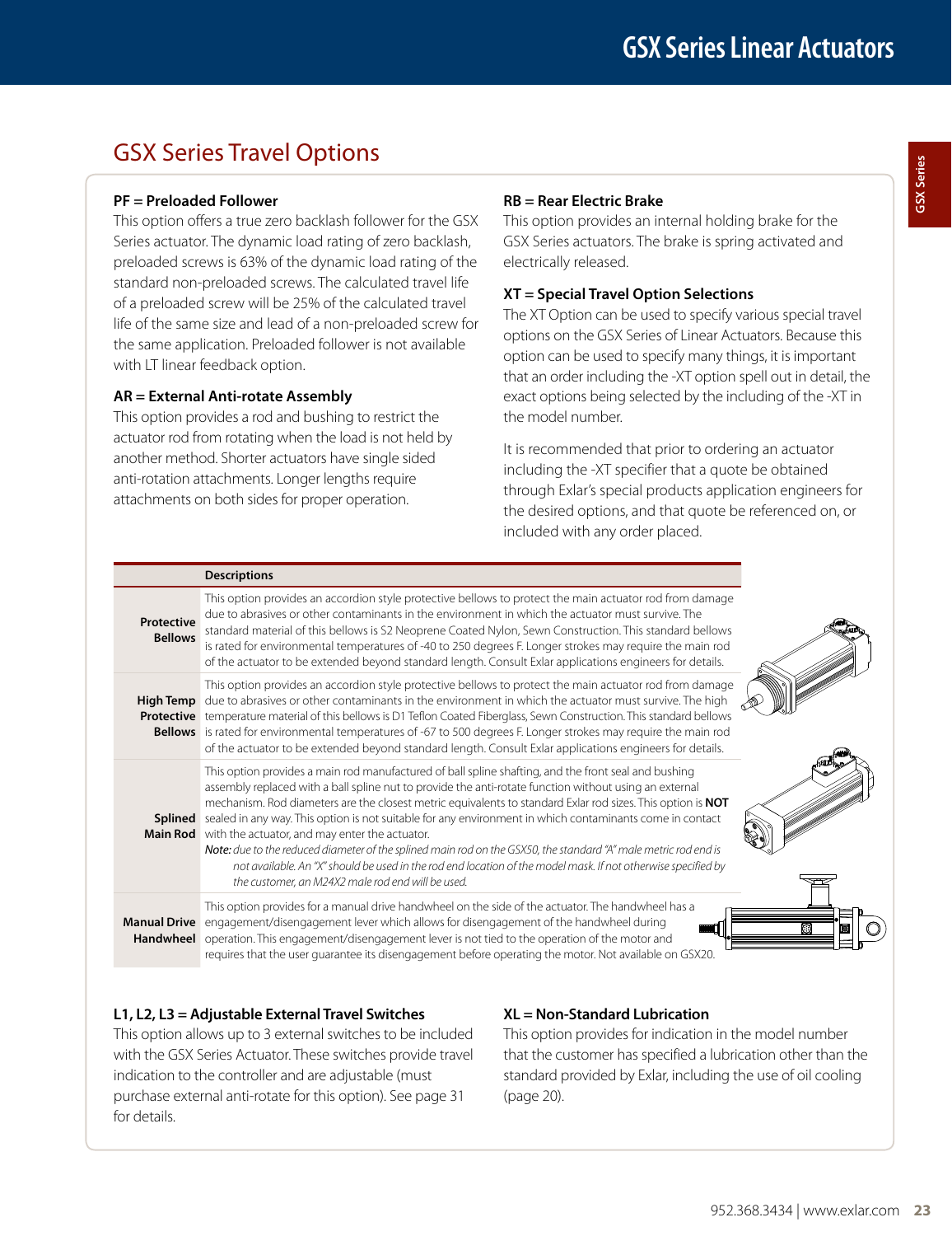## GSX Series Travel Options

### PF = Preloaded Follower

This option offers a true zero backlash follower for the GSX Series actuator. The dynamic load rating of zero backlash, preloaded screws is 63% of the dynamic load rating of the standard non-preloaded screws. The calculated travel life of a preloaded screw will be 25% of the calculated travel life of the same size and lead of a non-preloaded screw for the same application. Preloaded follower is not available with LT linear feedback option.

### AR = External Anti-rotate Assembly

This option provides a rod and bushing to restrict the actuator rod from rotating when the load is not held by another method. Shorter actuators have single sided anti-rotation attachments. Longer lengths require attachments on both sides for proper operation.

### RB = Rear Electric Brake

This option provides an internal holding brake for the GSX Series actuators. The brake is spring activated and electrically released.

### XT = Special Travel Option Selections

The XT Option can be used to specify various special travel options on the GSX Series of Linear Actuators. Because this option can be used to specify many things, it is important that an order including the -XT option spell out in detail, the exact options being selected by the including of the -XT in the model number.

It is recommended that prior to ordering an actuator including the -XT specifier that a quote be obtained through Exlar's special products application engineers for the desired options, and that quote be referenced on, or included with any order placed.

| | Descriptions |
|---|---|
| **Protective Bellows** | This option provides an accordion style protective bellows to protect the main actuator rod from damage due to abrasives or other contaminants in the environment in which the actuator must survive. The standard material of this bellows is S2 Neoprene Coated Nylon, Sewn Construction. This standard bellows is rated for environmental temperatures of -40 to 250 degrees F. Longer strokes may require the main rod of the actuator to be extended beyond standard length. Consult Exlar applications engineers for details. |
| **High Temp Protective Bellows** | This option provides an accordion style protective bellows to protect the main actuator rod from damage due to abrasives or other contaminants in the environment in which the actuator must survive. The high temperature material of this bellows is D1 Teflon Coated Fiberglass, Sewn Construction. This standard bellows is rated for environmental temperatures of -67 to 500 degrees F. Longer strokes may require the main rod of the actuator to be extended beyond standard length. Consult Exlar applications engineers for details. |
| **Splined Main Rod** | This option provides a main rod manufactured of ball spline shafting, and the front seal and bushing assembly replaced with a ball spline nut to provide the anti-rotate function without using an external mechanism. Rod diameters are the closest metric equivalents to standard Exlar rod sizes. This option is **NOT** sealed in any way. This option is not suitable for any environment in which contaminants come in contact with the actuator, and may enter the actuator. ***Note:*** *due to the reduced diameter of the splined main rod on the GSX50, the standard "A" male metric rod end is not available. An "X" should be used in the rod end location of the model mask. If not otherwise specified by the customer, an M24X2 male rod end will be used.* |
| **Manual Drive Handwheel** | This option provides for a manual drive handwheel on the side of the actuator. The handwheel has a engagement/disengagement lever which allows for disengagement of the handwheel during operation. This engagement/disengagement lever is not tied to the operation of the motor and requires that the user guarantee its disengagement before operating the motor. Not available on GSX20. |

### L1, L2, L3 = Adjustable External Travel Switches

This option allows up to 3 external switches to be included with the GSX Series Actuator. These switches provide travel indication to the controller and are adjustable (must purchase external anti-rotate for this option). See page 31 for details.

### XL = Non-Standard Lubrication

This option provides for indication in the model number that the customer has specified a lubrication other than the standard provided by Exlar, including the use of oil cooling (page 20).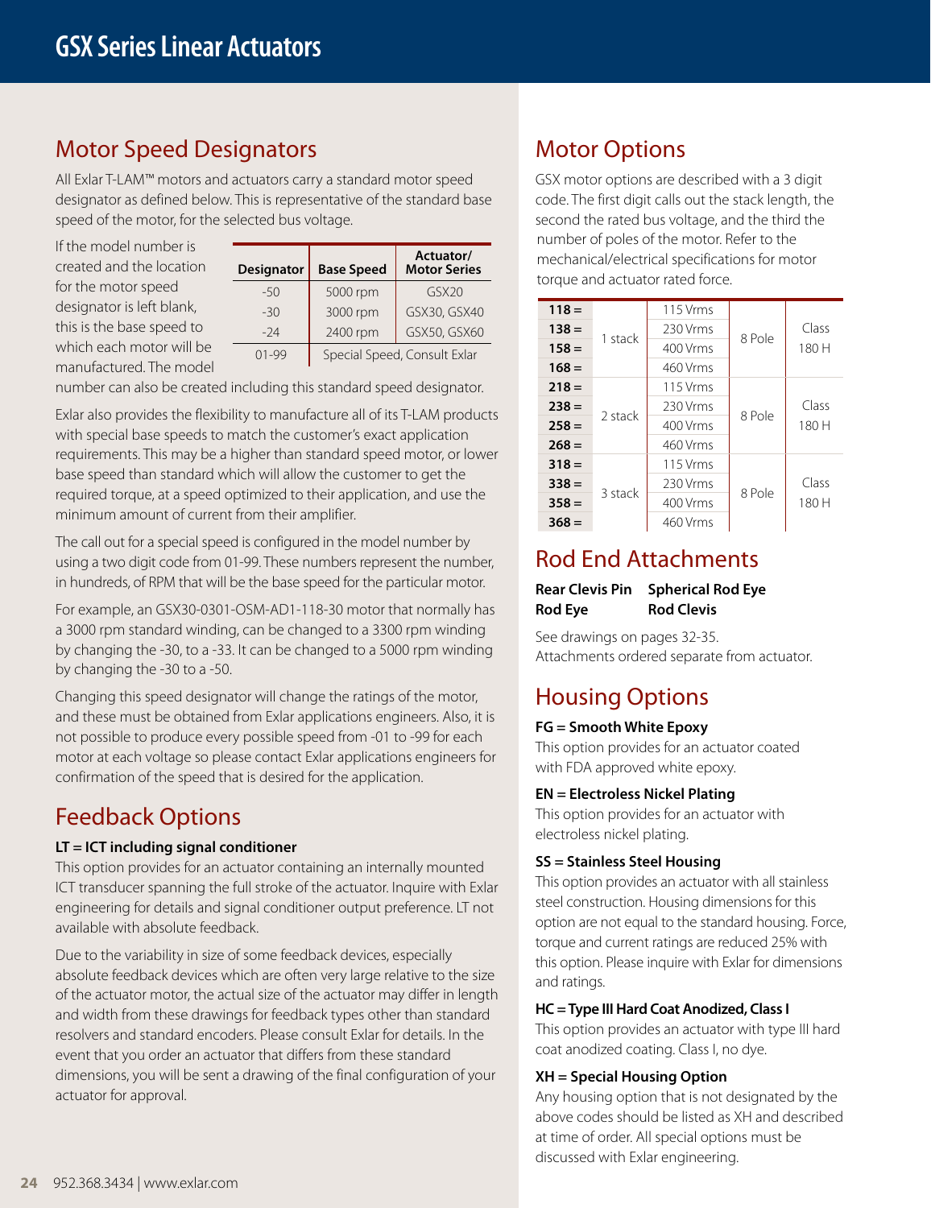# GSX Series Linear Actuators

## Motor Speed Designators

All Exlar T-LAM™ motors and actuators carry a standard motor speed designator as defined below. This is representative of the standard base speed of the motor, for the selected bus voltage.

If the model number is created and the location for the motor speed designator is left blank, this is the base speed to which each motor will be manufactured. The model number can also be created including this standard speed designator.

| Designator | Base Speed | Actuator/ Motor Series |
|---|---|---|
| -50 | 5000 rpm | GSX20 |
| -30 | 3000 rpm | GSX30, GSX40 |
| -24 | 2400 rpm | GSX50, GSX60 |
| 01-99 | Special Speed, Consult Exlar | |

Exlar also provides the flexibility to manufacture all of its T-LAM products with special base speeds to match the customer's exact application requirements. This may be a higher than standard speed motor, or lower base speed than standard which will allow the customer to get the required torque, at a speed optimized to their application, and use the minimum amount of current from their amplifier.

The call out for a special speed is configured in the model number by using a two digit code from 01-99. These numbers represent the number, in hundreds, of RPM that will be the base speed for the particular motor.

For example, an GSX30-0301-OSM-AD1-118-30 motor that normally has a 3000 rpm standard winding, can be changed to a 3300 rpm winding by changing the -30, to a -33. It can be changed to a 5000 rpm winding by changing the -30 to a -50.

Changing this speed designator will change the ratings of the motor, and these must be obtained from Exlar applications engineers. Also, it is not possible to produce every possible speed from -01 to -99 for each motor at each voltage so please contact Exlar applications engineers for confirmation of the speed that is desired for the application.

## Feedback Options

**LT = ICT including signal conditioner**
This option provides for an actuator containing an internally mounted ICT transducer spanning the full stroke of the actuator. Inquire with Exlar engineering for details and signal conditioner output preference. LT not available with absolute feedback.

Due to the variability in size of some feedback devices, especially absolute feedback devices which are often very large relative to the size of the actuator motor, the actual size of the actuator may differ in length and width from these drawings for feedback types other than standard resolvers and standard encoders. Please consult Exlar for details. In the event that you order an actuator that differs from these standard dimensions, you will be sent a drawing of the final configuration of your actuator for approval.

## Motor Options

GSX motor options are described with a 3 digit code. The first digit calls out the stack length, the second the rated bus voltage, and the third the number of poles of the motor. Refer to the mechanical/electrical specifications for motor torque and actuator rated force.

| Code | Stack | Voltage | Poles | Class |
|---|---|---|---|---|
| **118 =** | 1 stack | 115 Vrms | 8 Pole | Class 180 H |
| **138 =** | | 230 Vrms | | |
| **158 =** | | 400 Vrms | | |
| **168 =** | | 460 Vrms | | |
| **218 =** | 2 stack | 115 Vrms | 8 Pole | Class 180 H |
| **238 =** | | 230 Vrms | | |
| **258 =** | | 400 Vrms | | |
| **268 =** | | 460 Vrms | | |
| **318 =** | 3 stack | 115 Vrms | 8 Pole | Class 180 H |
| **338 =** | | 230 Vrms | | |
| **358 =** | | 400 Vrms | | |
| **368 =** | | 460 Vrms | | |

## Rod End Attachments

**Rear Clevis Pin** **Spherical Rod Eye**
**Rod Eye** **Rod Clevis**

See drawings on pages 32-35.
Attachments ordered separate from actuator.

## Housing Options

**FG = Smooth White Epoxy**
This option provides for an actuator coated with FDA approved white epoxy.

**EN = Electroless Nickel Plating**
This option provides for an actuator with electroless nickel plating.

**SS = Stainless Steel Housing**
This option provides an actuator with all stainless steel construction. Housing dimensions for this option are not equal to the standard housing. Force, torque and current ratings are reduced 25% with this option. Please inquire with Exlar for dimensions and ratings.

**HC = Type III Hard Coat Anodized, Class I**
This option provides an actuator with type III hard coat anodized coating. Class I, no dye.

**XH = Special Housing Option**
Any housing option that is not designated by the above codes should be listed as XH and described at time of order. All special options must be discussed with Exlar engineering.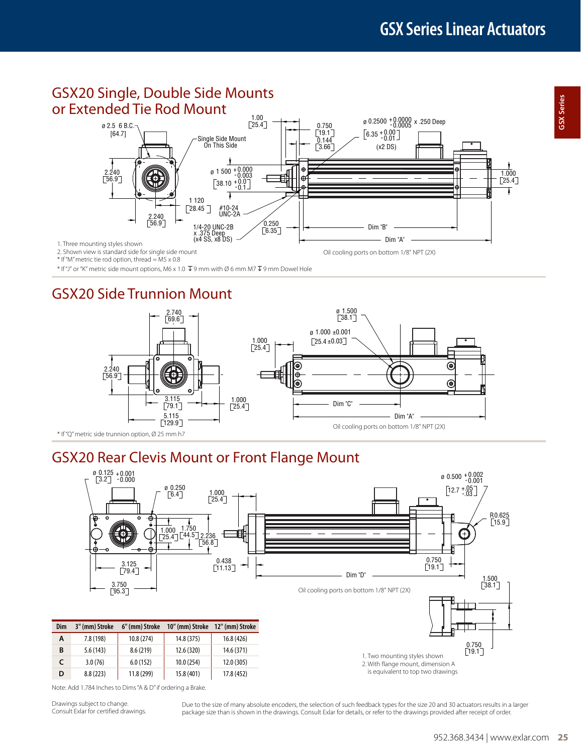## GSX20 Single, Double Side Mounts or Extended Tie Rod Mount

1. Three mounting styles shown
2. Shown view is standard side for single side mount

\* If "M" metric tie rod option, thread = M5 x 0.8

\* If "J" or "K" metric side mount options, M6 x 1.0 ↧ 9 mm with Ø 6 mm M7 ↧ 9 mm Dowel Hole

Oil cooling ports on bottom 1/8" NPT (2X)

## GSX20 Side Trunnion Mount

\* If "Q" metric side trunnion option, Ø 25 mm h7

Oil cooling ports on bottom 1/8" NPT (2X)

## GSX20 Rear Clevis Mount or Front Flange Mount

Oil cooling ports on bottom 1/8" NPT (2X)

1. Two mounting styles shown
2. With flange mount, dimension A is equivalent to top two drawings

| Dim | 3" (mm) Stroke | 6" (mm) Stroke | 10" (mm) Stroke | 12" (mm) Stroke |
|---|---|---|---|---|
| A | 7.8 (198) | 10.8 (274) | 14.8 (375) | 16.8 (426) |
| B | 5.6 (143) | 8.6 (219) | 12.6 (320) | 14.6 (371) |
| C | 3.0 (76) | 6.0 (152) | 10.0 (254) | 12.0 (305) |
| D | 8.8 (223) | 11.8 (299) | 15.8 (401) | 17.8 (452) |

Note: Add 1.784 Inches to Dims "A & D" if ordering a Brake.

Drawings subject to change.
Consult Exlar for certified drawings.

Due to the size of many absolute encoders, the selection of such feedback types for the size 20 and 30 actuators results in a larger package size than is shown in the drawings. Consult Exlar for details, or refer to the drawings provided after receipt of order.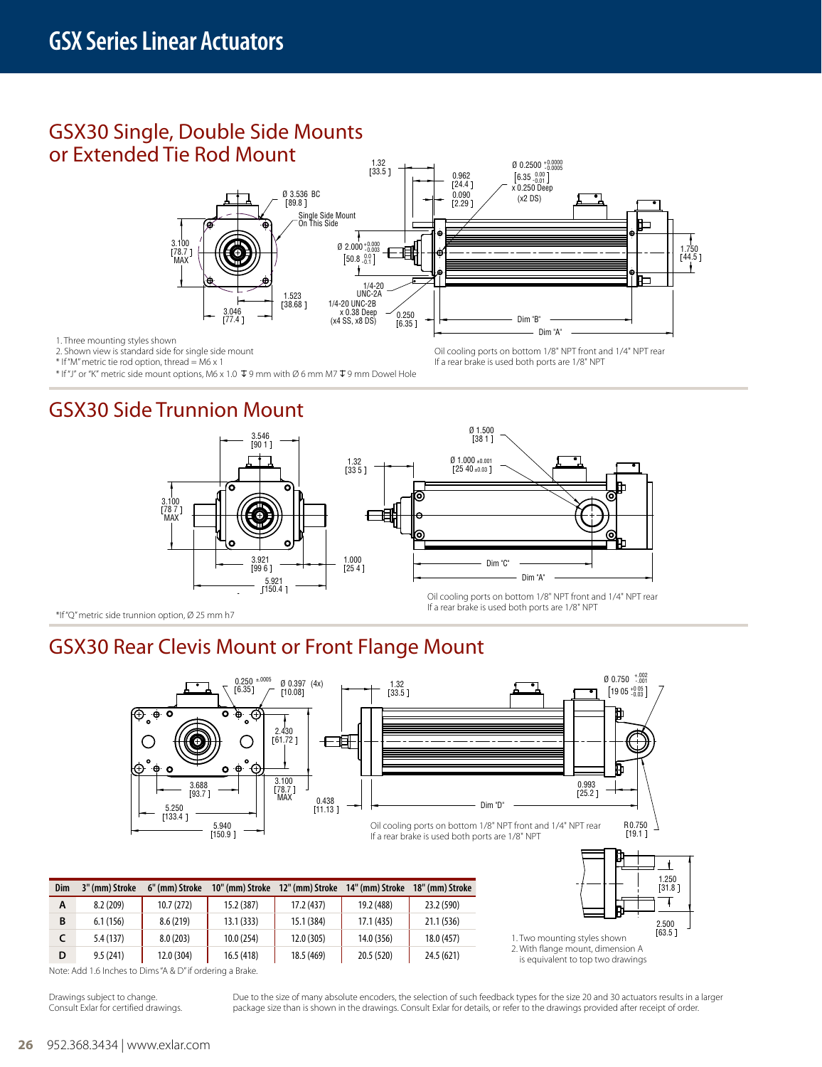# GSX Series Linear Actuators

## GSX30 Single, Double Side Mounts or Extended Tie Rod Mount

1. Three mounting styles shown
2. Shown view is standard side for single side mount

* If "M" metric tie rod option, thread = M6 x 1
* If "J" or "K" metric side mount options, M6 x 1.0 ↧ 9 mm with Ø 6 mm M7 ↧ 9 mm Dowel Hole

Oil cooling ports on bottom 1/8" NPT front and 1/4" NPT rear
If a rear brake is used both ports are 1/8" NPT

## GSX30 Side Trunnion Mount

*If "Q" metric side trunnion option, Ø 25 mm h7

Oil cooling ports on bottom 1/8" NPT front and 1/4" NPT rear
If a rear brake is used both ports are 1/8" NPT

## GSX30 Rear Clevis Mount or Front Flange Mount

Oil cooling ports on bottom 1/8" NPT front and 1/4" NPT rear
If a rear brake is used both ports are 1/8" NPT

| Dim | 3" (mm) Stroke | 6" (mm) Stroke | 10" (mm) Stroke | 12" (mm) Stroke | 14" (mm) Stroke | 18" (mm) Stroke |
|---|---|---|---|---|---|---|
| A | 8.2 (209) | 10.7 (272) | 15.2 (387) | 17.2 (437) | 19.2 (488) | 23.2 (590) |
| B | 6.1 (156) | 8.6 (219) | 13.1 (333) | 15.1 (384) | 17.1 (435) | 21.1 (536) |
| C | 5.4 (137) | 8.0 (203) | 10.0 (254) | 12.0 (305) | 14.0 (356) | 18.0 (457) |
| D | 9.5 (241) | 12.0 (304) | 16.5 (418) | 18.5 (469) | 20.5 (520) | 24.5 (621) |

Note: Add 1.6 Inches to Dims "A & D" if ordering a Brake.

1. Two mounting styles shown
2. With flange mount, dimension A is equivalent to top two drawings

Drawings subject to change.
Consult Exlar for certified drawings.

Due to the size of many absolute encoders, the selection of such feedback types for the size 20 and 30 actuators results in a larger package size than is shown in the drawings. Consult Exlar for details, or refer to the drawings provided after receipt of order.

952.368.3434 | www.exlar.com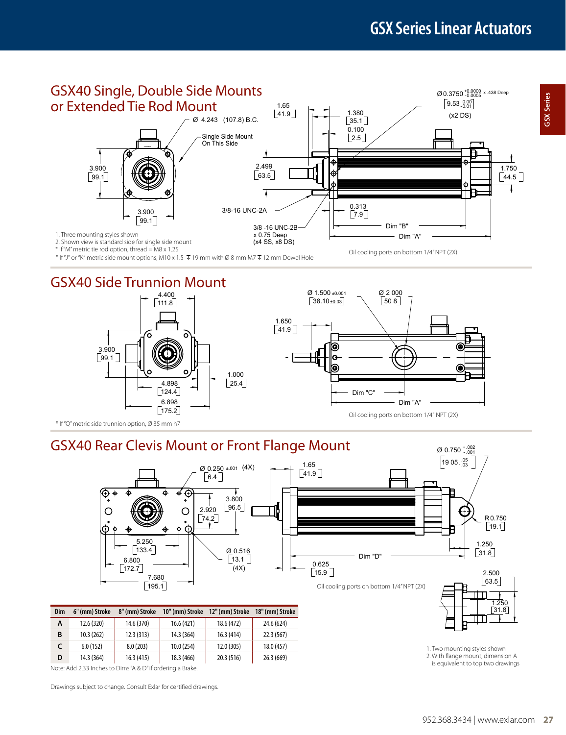## GSX40 Single, Double Side Mounts or Extended Tie Rod Mount

Ø 4.243 (107.8) B.C.

Single Side Mount On This Side

3.900 [99.1]

3.900 [99.1]

1.65 [41.9]

1.380 [35.1]

0.100 [2.5]

2.499 [63.5]

Ø 0.3750 +0.0000 -0.0005 x .438 Deep [9.53 0.00 -0.01] (x2 DS)

1.750 [44.5]

3/8-16 UNC-2A

3/8 -16 UNC-2B x 0.75 Deep (x4 SS, x8 DS)

0.313 [7.9]

Dim "B"

Dim "A"

Oil cooling ports on bottom 1/4" NPT (2X)

1. Three mounting styles shown
2. Shown view is standard side for single side mount
* If "M" metric tie rod option, thread = M8 x 1.25
* If "J" or "K" metric side mount options, M10 x 1.5 ↧ 19 mm with Ø 8 mm M7 ↧ 12 mm Dowel Hole

## GSX40 Side Trunnion Mount

4.400 [111.8]

3.900 [99.1]

4.898 [124.4]

6.898 [175.2]

1.000 [25.4]

Ø 1.500 ±0.001 [38.10 ±0.03]

Ø 2.000 [50.8]

1.650 [41.9]

Dim "C"

Dim "A"

Oil cooling ports on bottom 1/4" NPT (2X)

* If "Q" metric side trunnion option, Ø 35 mm h7

## GSX40 Rear Clevis Mount or Front Flange Mount

Ø 0.250 ±.001 (4X) [6.4]

2.920 [74.2]

3.800 [96.5]

5.250 [133.4]

6.800 [172.7]

7.680 [195.1]

Ø 0.516 [13.1] (4X)

1.65 [41.9]

Ø 0.750 +.002 -.001 [19.05 +.05 -.03]

R 0.750 [19.1]

1.250 [31.8]

Dim "D"

0.625 [15.9]

Oil cooling ports on bottom 1/4" NPT (2X)

2.500 [63.5]

1.250 [31.8]

| Dim | 6" (mm) Stroke | 8" (mm) Stroke | 10" (mm) Stroke | 12" (mm) Stroke | 18" (mm) Stroke |
|---|---|---|---|---|---|
| A | 12.6 (320) | 14.6 (370) | 16.6 (421) | 18.6 (472) | 24.6 (624) |
| B | 10.3 (262) | 12.3 (313) | 14.3 (364) | 16.3 (414) | 22.3 (567) |
| C | 6.0 (152) | 8.0 (203) | 10.0 (254) | 12.0 (305) | 18.0 (457) |
| D | 14.3 (364) | 16.3 (415) | 18.3 (466) | 20.3 (516) | 26.3 (669) |

Note: Add 2.33 Inches to Dims "A & D" if ordering a Brake.

1. Two mounting styles shown
2. With flange mount, dimension A is equivalent to top two drawings

Drawings subject to change. Consult Exlar for certified drawings.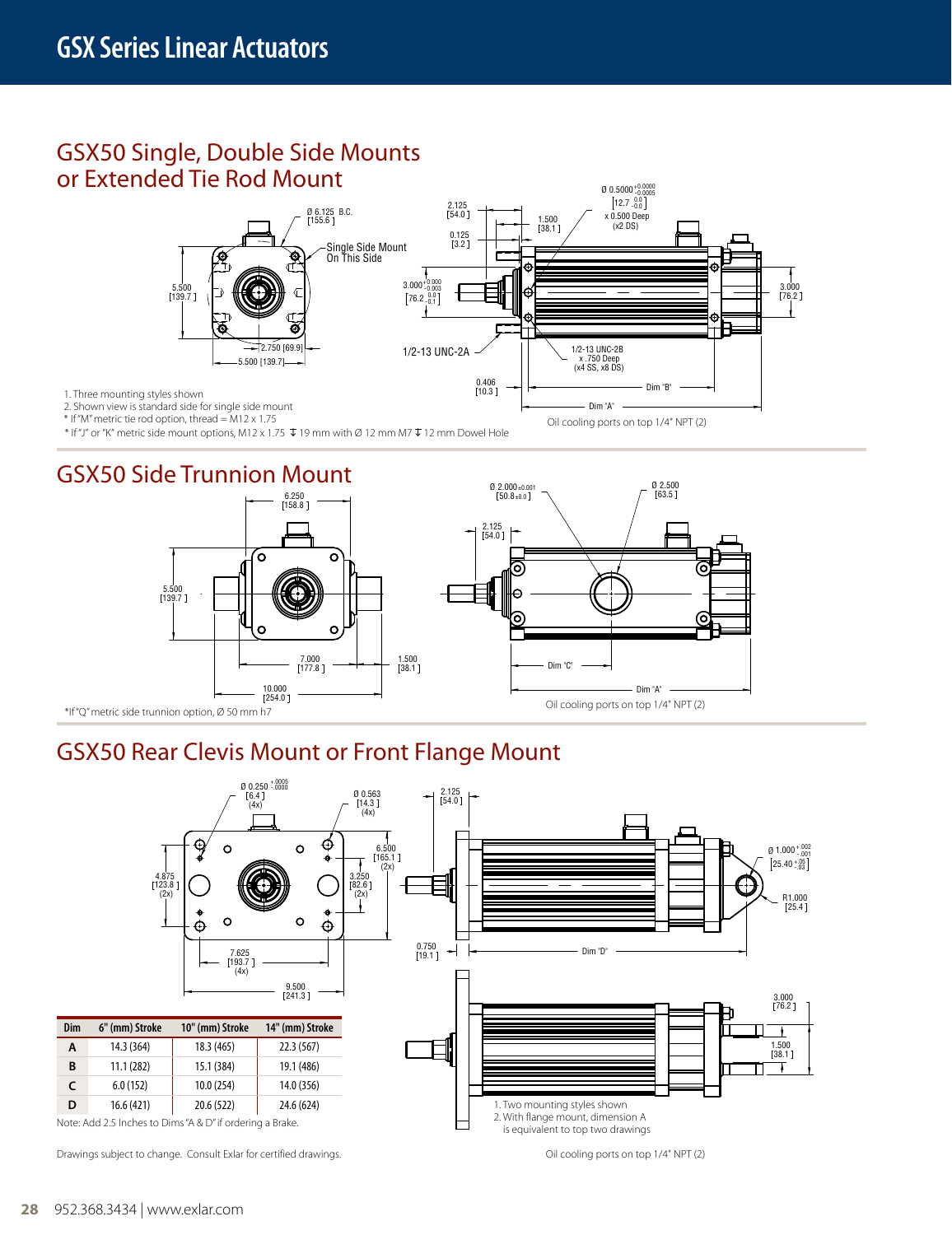# GSX Series Linear Actuators

## GSX50 Single, Double Side Mounts or Extended Tie Rod Mount

Ø 6.125 B.C. [155.6 ]

Single Side Mount On This Side

5.500 [139.7 ]

2.750 [69.9]

5.500 [139.7]

2.125 [54.0 ]

0.125 [3.2 ]

1.500 [38.1 ]

Ø 0.5000 $^{+0.0000}_{-0.0005}$ [12.7 $^{0.0}_{-0.0}$] x 0.500 Deep (x2 DS)

3.000 $^{+0.000}_{-0.003}$ [76.2 $^{0.0}_{-0.1}$]

3.000 [76.2 ]

1/2-13 UNC-2A

1/2-13 UNC-2B x .750 Deep (x4 SS, x8 DS)

0.406 [10.3 ]

Dim "B"

Dim "A"

1. Three mounting styles shown
2. Shown view is standard side for single side mount

* If "M" metric tie rod option, thread = M12 x 1.75
* If "J" or "K" metric side mount options, M12 x 1.75 ↧ 19 mm with Ø 12 mm M7 ↧ 12 mm Dowel Hole

Oil cooling ports on top 1/4" NPT (2)

## GSX50 Side Trunnion Mount

6.250 [158.8 ]

5.500 [139.7 ]

7.000 [177.8 ]

1.500 [38.1 ]

10.000 [254.0 ]

Ø 2.000±0.001 [50.8±0.0 ]

Ø 2.500 [63.5 ]

2.125 [54.0 ]

Dim "C"

Dim "A"

*If "Q" metric side trunnion option, Ø 50 mm h7

Oil cooling ports on top 1/4" NPT (2)

## GSX50 Rear Clevis Mount or Front Flange Mount

Ø 0.250 $^{+.0005}_{-.0000}$ [6.4 ] (4x)

Ø 0.563 [14.3 ] (4x)

4.875 [123.8 ] (2x)

6.500 [165.1 ] (2x)

3.250 [82.6 ] (2x)

7.625 [193.7 ] (4x)

9.500 [241.3 ]

2.125 [54.0 ]

Ø 1.000 $^{+.002}_{-.001}$ [25.40 $^{+.05}_{-.03}$]

R1.000 [25.4 ]

0.750 [19.1 ]

Dim "D"

3.000 [76.2 ]

1.500 [38.1 ]

| Dim | 6" (mm) Stroke | 10" (mm) Stroke | 14" (mm) Stroke |
|---|---|---|---|
| A | 14.3 (364) | 18.3 (465) | 22.3 (567) |
| B | 11.1 (282) | 15.1 (384) | 19.1 (486) |
| C | 6.0 (152) | 10.0 (254) | 14.0 (356) |
| D | 16.6 (421) | 20.6 (522) | 24.6 (624) |

Note: Add 2.5 Inches to Dims "A & D" if ordering a Brake.

1. Two mounting styles shown
2. With flange mount, dimension A is equivalent to top two drawings

Drawings subject to change. Consult Exlar for certified drawings.

Oil cooling ports on top 1/4" NPT (2)

952.368.3434 | www.exlar.com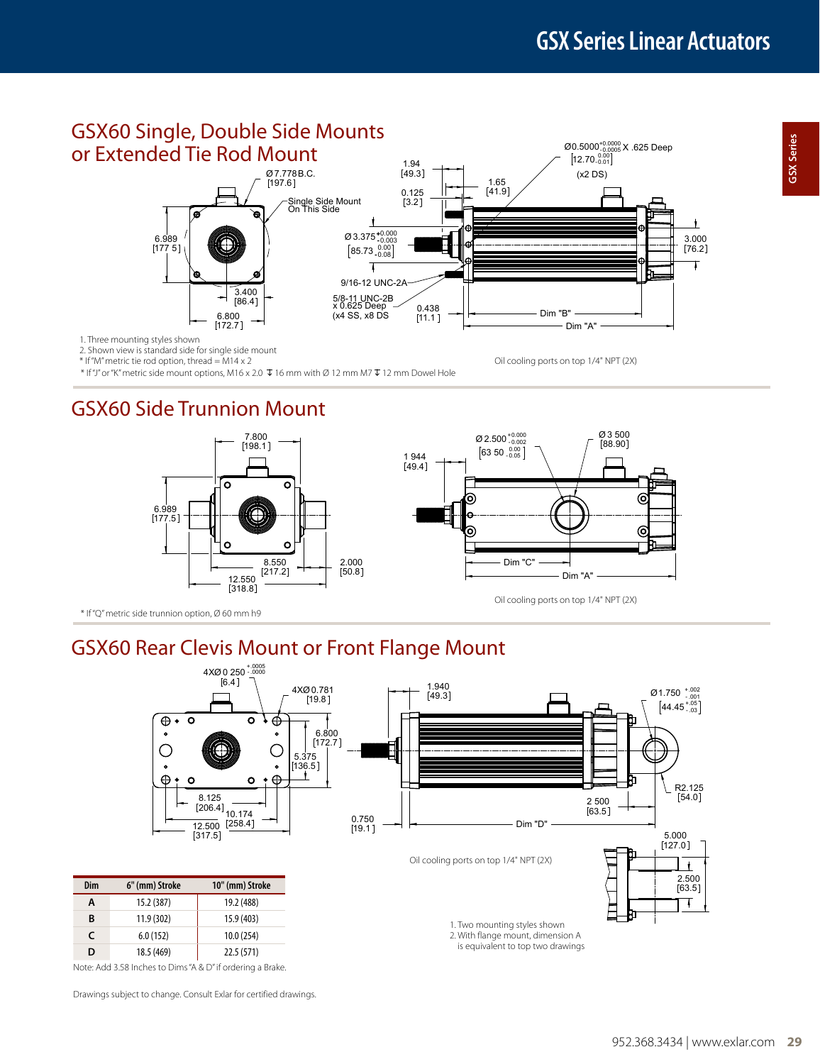# GSX60 Single, Double Side Mounts or Extended Tie Rod Mount

Ø7.778 B.C. [197.6]

Single Side Mount On This Side

6.989 [177.5]

3.400 [86.4]

6.800 [172.7]

1.94 [49.3]

0.125 [3.2]

1.65 [41.9]

Ø3.375 $^{+0.000}_{-0.003}$ [85.73 $^{0.00}_{-0.08}$]

9/16-12 UNC-2A

5/8-11 UNC-2B x 0.625 Deep (x4 SS, x8 DS

0.438 [11.1]

Ø0.5000 $^{+0.0000}_{-0.0005}$ X .625 Deep [12.70 $^{0.00}_{-0.01}$] (x2 DS)

3.000 [76.2]

Dim "B"

Dim "A"

1. Three mounting styles shown
2. Shown view is standard side for single side mount

\* If "M" metric tie rod option, thread = M14 x 2

\* If "J" or "K" metric side mount options, M16 x 2.0 ↧ 16 mm with Ø 12 mm M7 ↧ 12 mm Dowel Hole

Oil cooling ports on top 1/4" NPT (2X)

# GSX60 Side Trunnion Mount

7.800 [198.1]

6.989 [177.5]

8.550 [217.2]

12.550 [318.8]

2.000 [50.8]

1.944 [49.4]

Ø2.500 $^{+0.000}_{-0.002}$ [63.50 $^{0.00}_{-0.05}$]

Ø3.500 [88.90]

Dim "C"

Dim "A"

\* If "Q" metric side trunnion option, Ø 60 mm h9

Oil cooling ports on top 1/4" NPT (2X)

# GSX60 Rear Clevis Mount or Front Flange Mount

4XØ0.250 $^{+.0005}_{-.0000}$ [6.4]

4XØ0.781 [19.8]

6.800 [172.7]

5.375 [136.5]

8.125 [206.4]

10.174 [258.4]

12.500 [317.5]

1.940 [49.3]

Ø1.750 $^{+.002}_{-.001}$ [44.45 $^{+.05}_{-.03}$]

R2.125 [54.0]

2.500 [63.5]

0.750 [19.1]

Dim "D"

5.000 [127.0]

2.500 [63.5]

Oil cooling ports on top 1/4" NPT (2X)

| Dim | 6" (mm) Stroke | 10" (mm) Stroke |
|---|---|---|
| A | 15.2 (387) | 19.2 (488) |
| B | 11.9 (302) | 15.9 (403) |
| C | 6.0 (152) | 10.0 (254) |
| D | 18.5 (469) | 22.5 (571) |

Note: Add 3.58 Inches to Dims "A & D" if ordering a Brake.

1. Two mounting styles shown
2. With flange mount, dimension A is equivalent to top two drawings

Drawings subject to change. Consult Exlar for certified drawings.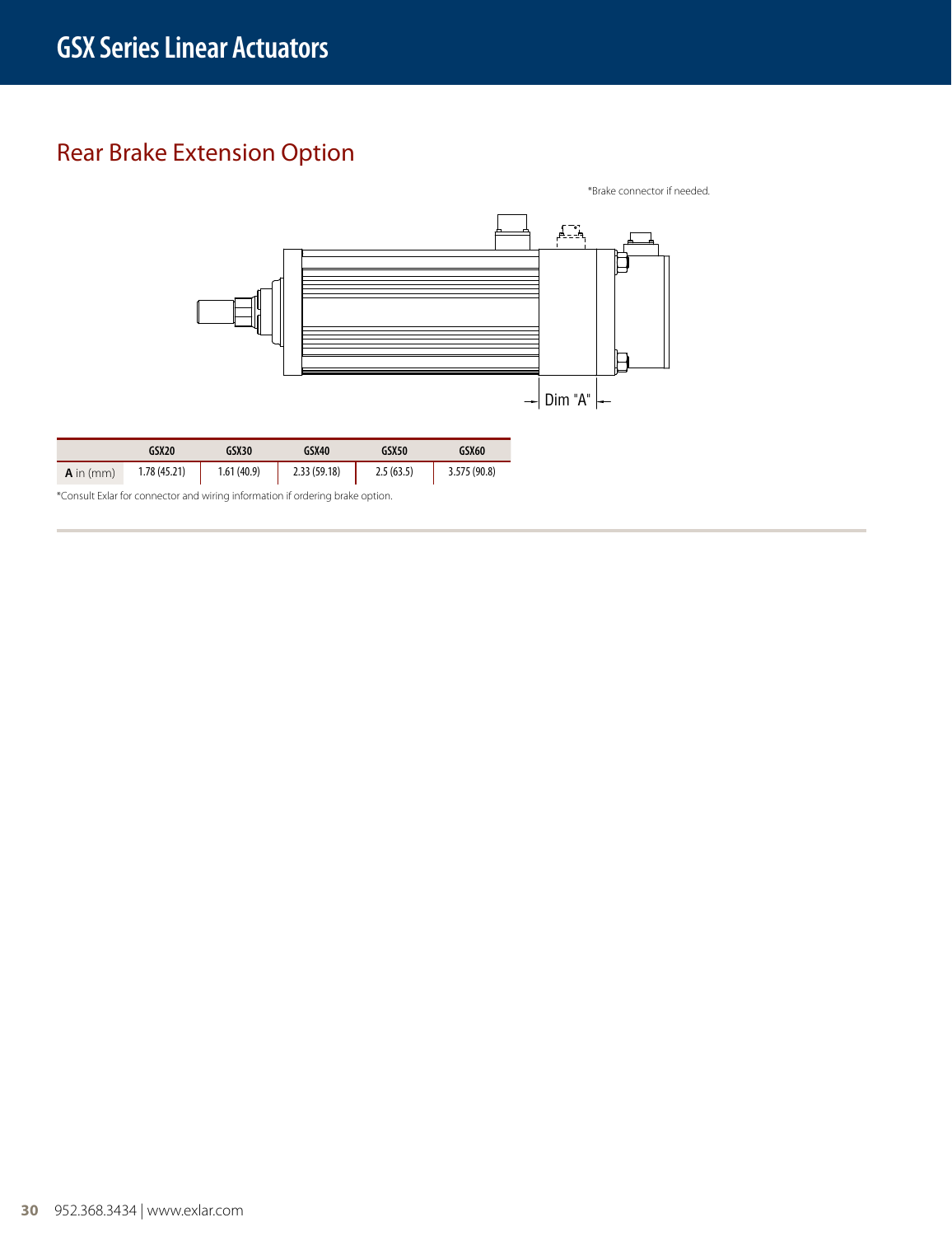## Rear Brake Extension Option

*Brake connector if needed.

Dim "A"

| | GSX20 | GSX30 | GSX40 | GSX50 | GSX60 |
|---|---|---|---|---|---|
| **A** in (mm) | 1.78 (45.21) | 1.61 (40.9) | 2.33 (59.18) | 2.5 (63.5) | 3.575 (90.8) |

*Consult Exlar for connector and wiring information if ordering brake option.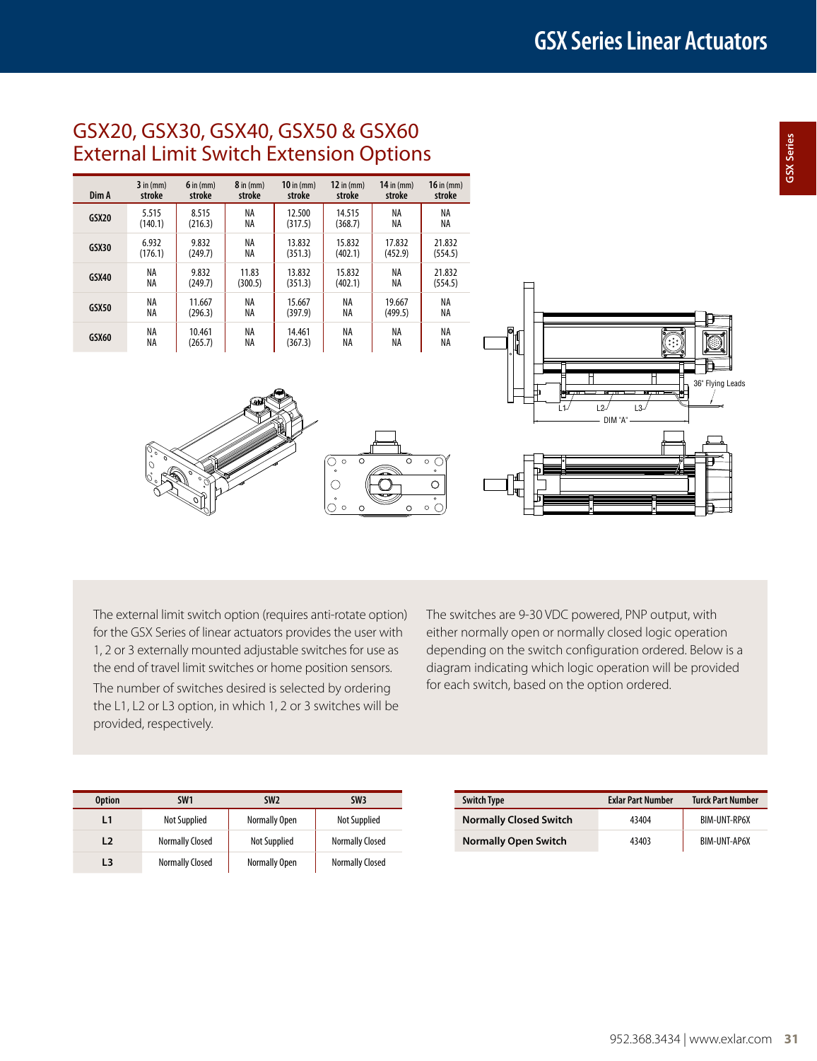## GSX20, GSX30, GSX40, GSX50 & GSX60 External Limit Switch Extension Options

| Dim A | 3 in (mm) stroke | 6 in (mm) stroke | 8 in (mm) stroke | 10 in (mm) stroke | 12 in (mm) stroke | 14 in (mm) stroke | 16 in (mm) stroke |
|---|---|---|---|---|---|---|---|
| GSX20 | 5.515 (140.1) | 8.515 (216.3) | NA NA | 12.500 (317.5) | 14.515 (368.7) | NA NA | NA NA |
| GSX30 | 6.932 (176.1) | 9.832 (249.7) | NA NA | 13.832 (351.3) | 15.832 (402.1) | 17.832 (452.9) | 21.832 (554.5) |
| GSX40 | NA NA | 9.832 (249.7) | 11.83 (300.5) | 13.832 (351.3) | 15.832 (402.1) | NA NA | 21.832 (554.5) |
| GSX50 | NA NA | 11.667 (296.3) | NA NA | 15.667 (397.9) | NA NA | 19.667 (499.5) | NA NA |
| GSX60 | NA NA | 10.461 (265.7) | NA NA | 14.461 (367.3) | NA NA | NA NA | NA NA |

36" Flying Leads

L1 L2 L3

DIM "A"

The external limit switch option (requires anti-rotate option) for the GSX Series of linear actuators provides the user with 1, 2 or 3 externally mounted adjustable switches for use as the end of travel limit switches or home position sensors.

The number of switches desired is selected by ordering the L1, L2 or L3 option, in which 1, 2 or 3 switches will be provided, respectively.

The switches are 9-30 VDC powered, PNP output, with either normally open or normally closed logic operation depending on the switch configuration ordered. Below is a diagram indicating which logic operation will be provided for each switch, based on the option ordered.

| Option | SW1 | SW2 | SW3 |
|---|---|---|---|
| L1 | Not Supplied | Normally Open | Not Supplied |
| L2 | Normally Closed | Not Supplied | Normally Closed |
| L3 | Normally Closed | Normally Open | Normally Closed |

| Switch Type | Exlar Part Number | Turck Part Number |
|---|---|---|
| Normally Closed Switch | 43404 | BIM-UNT-RP6X |
| Normally Open Switch | 43403 | BIM-UNT-AP6X |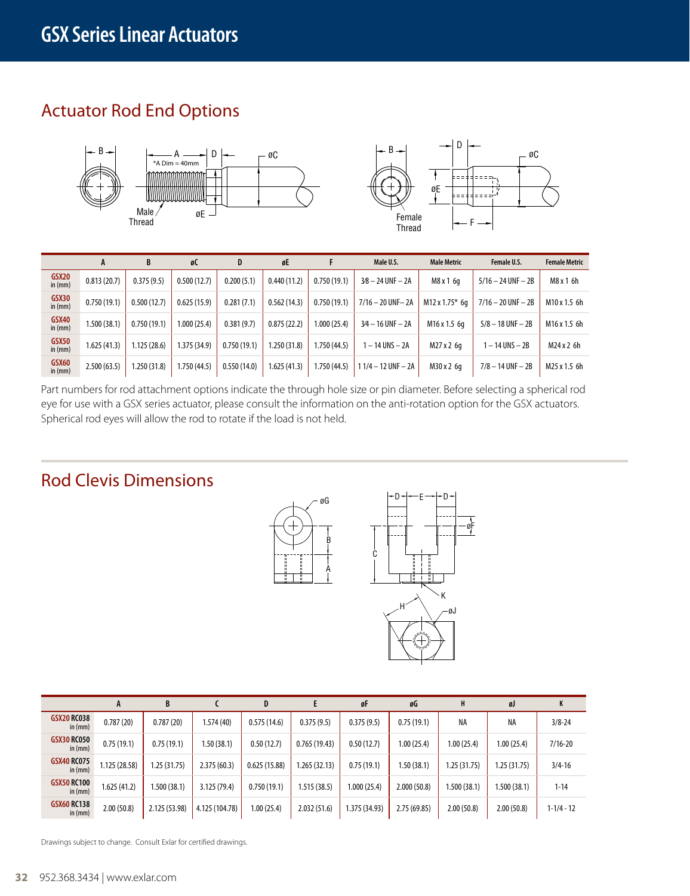# GSX Series Linear Actuators

## Actuator Rod End Options

|  | A | B | øC | D | øE | F | Male U.S. | Male Metric | Female U.S. | Female Metric |
|---|---|---|---|---|---|---|---|---|---|---|
| GSX20 in (mm) | 0.813 (20.7) | 0.375 (9.5) | 0.500 (12.7) | 0.200 (5.1) | 0.440 (11.2) | 0.750 (19.1) | 3⁄8 – 24 UNF – 2A | M8 x 1 6g | 5/16 – 24 UNF – 2B | M8 x 1 6h |
| GSX30 in (mm) | 0.750 (19.1) | 0.500 (12.7) | 0.625 (15.9) | 0.281 (7.1) | 0.562 (14.3) | 0.750 (19.1) | 7/16 – 20 UNF– 2A | M12 x 1.75* 6g | 7/16 – 20 UNF – 2B | M10 x 1.5 6h |
| GSX40 in (mm) | 1.500 (38.1) | 0.750 (19.1) | 1.000 (25.4) | 0.381 (9.7) | 0.875 (22.2) | 1.000 (25.4) | 3⁄4 – 16 UNF – 2A | M16 x 1.5 6g | 5/8 – 18 UNF – 2B | M16 x 1.5 6h |
| GSX50 in (mm) | 1.625 (41.3) | 1.125 (28.6) | 1.375 (34.9) | 0.750 (19.1) | 1.250 (31.8) | 1.750 (44.5) | 1 – 14 UNS – 2A | M27 x 2 6g | 1 – 14 UNS – 2B | M24 x 2 6h |
| GSX60 in (mm) | 2.500 (63.5) | 1.250 (31.8) | 1.750 (44.5) | 0.550 (14.0) | 1.625 (41.3) | 1.750 (44.5) | 1 1/4 – 12 UNF – 2A | M30 x 2 6g | 7/8 – 14 UNF – 2B | M25 x 1.5 6h |

*A Dim = 40mm

Part numbers for rod attachment options indicate the through hole size or pin diameter. Before selecting a spherical rod eye for use with a GSX series actuator, please consult the information on the anti-rotation option for the GSX actuators. Spherical rod eyes will allow the rod to rotate if the load is not held.

## Rod Clevis Dimensions

|  | A | B | C | D | E | øF | øG | H | øJ | K |
|---|---|---|---|---|---|---|---|---|---|---|
| GSX20 RC038 in (mm) | 0.787 (20) | 0.787 (20) | 1.574 (40) | 0.575 (14.6) | 0.375 (9.5) | 0.375 (9.5) | 0.75 (19.1) | NA | NA | 3/8-24 |
| GSX30 RC050 in (mm) | 0.75 (19.1) | 0.75 (19.1) | 1.50 (38.1) | 0.50 (12.7) | 0.765 (19.43) | 0.50 (12.7) | 1.00 (25.4) | 1.00 (25.4) | 1.00 (25.4) | 7/16-20 |
| GSX40 RC075 in (mm) | 1.125 (28.58) | 1.25 (31.75) | 2.375 (60.3) | 0.625 (15.88) | 1.265 (32.13) | 0.75 (19.1) | 1.50 (38.1) | 1.25 (31.75) | 1.25 (31.75) | 3/4-16 |
| GSX50 RC100 in (mm) | 1.625 (41.2) | 1.500 (38.1) | 3.125 (79.4) | 0.750 (19.1) | 1.515 (38.5) | 1.000 (25.4) | 2.000 (50.8) | 1.500 (38.1) | 1.500 (38.1) | 1-14 |
| GSX60 RC138 in (mm) | 2.00 (50.8) | 2.125 (53.98) | 4.125 (104.78) | 1.00 (25.4) | 2.032 (51.6) | 1.375 (34.93) | 2.75 (69.85) | 2.00 (50.8) | 2.00 (50.8) | 1-1/4 - 12 |

Drawings subject to change. Consult Exlar for certified drawings.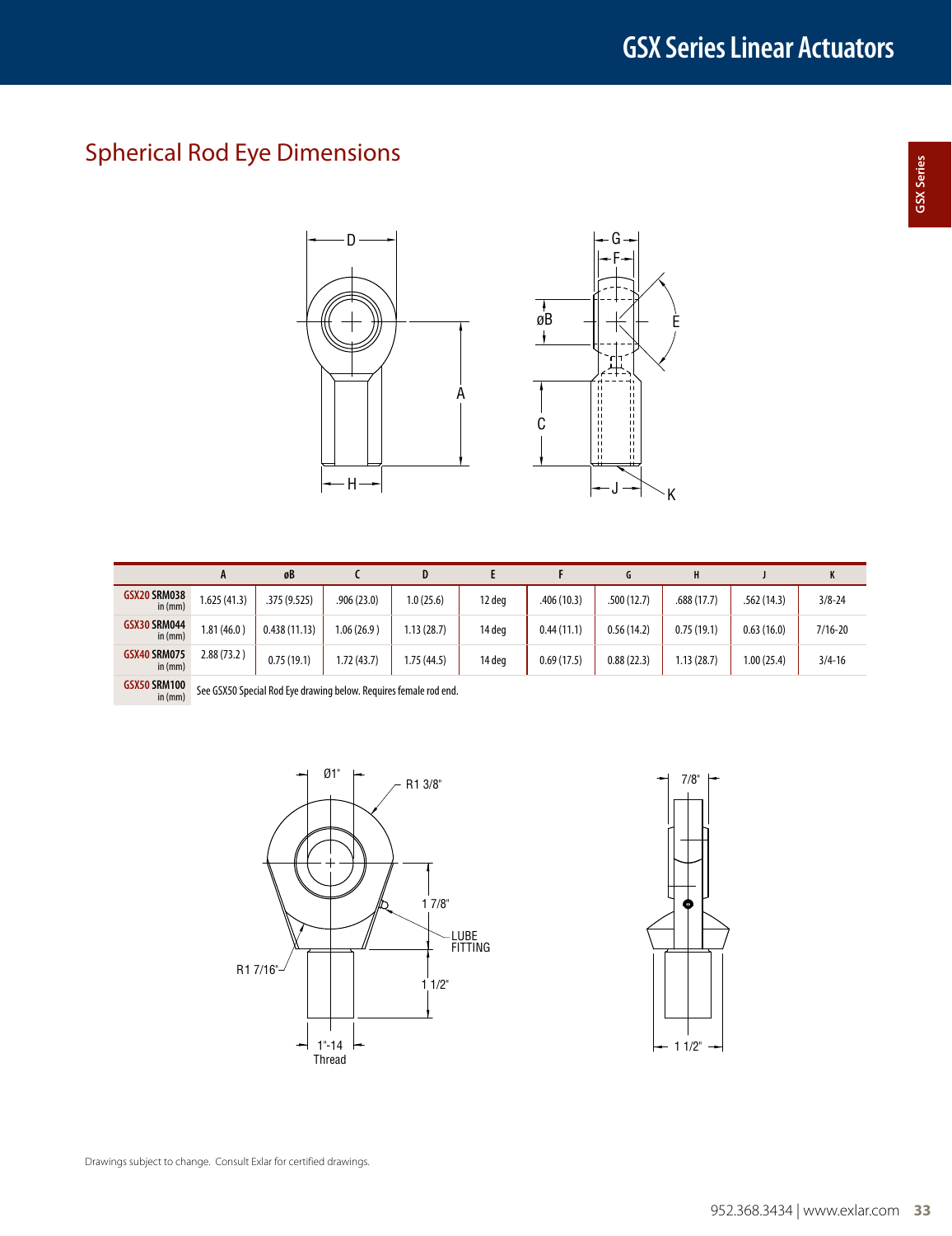## Spherical Rod Eye Dimensions

| | A | øB | C | D | E | F | G | H | J | K |
|---|---|---|---|---|---|---|---|---|---|---|
| GSX20 SRM038 in (mm) | 1.625 (41.3) | .375 (9.525) | .906 (23.0) | 1.0 (25.6) | 12 deg | .406 (10.3) | .500 (12.7) | .688 (17.7) | .562 (14.3) | 3/8-24 |
| GSX30 SRM044 in (mm) | 1.81 (46.0 ) | 0.438 (11.13) | 1.06 (26.9 ) | 1.13 (28.7) | 14 deg | 0.44 (11.1) | 0.56 (14.2) | 0.75 (19.1) | 0.63 (16.0) | 7/16-20 |
| GSX40 SRM075 in (mm) | 2.88 (73.2 ) | 0.75 (19.1) | 1.72 (43.7) | 1.75 (44.5) | 14 deg | 0.69 (17.5) | 0.88 (22.3) | 1.13 (28.7) | 1.00 (25.4) | 3/4-16 |
| GSX50 SRM100 in (mm) | See GSX50 Special Rod Eye drawing below. Requires female rod end. | | | | | | | | | |

Drawings subject to change. Consult Exlar for certified drawings.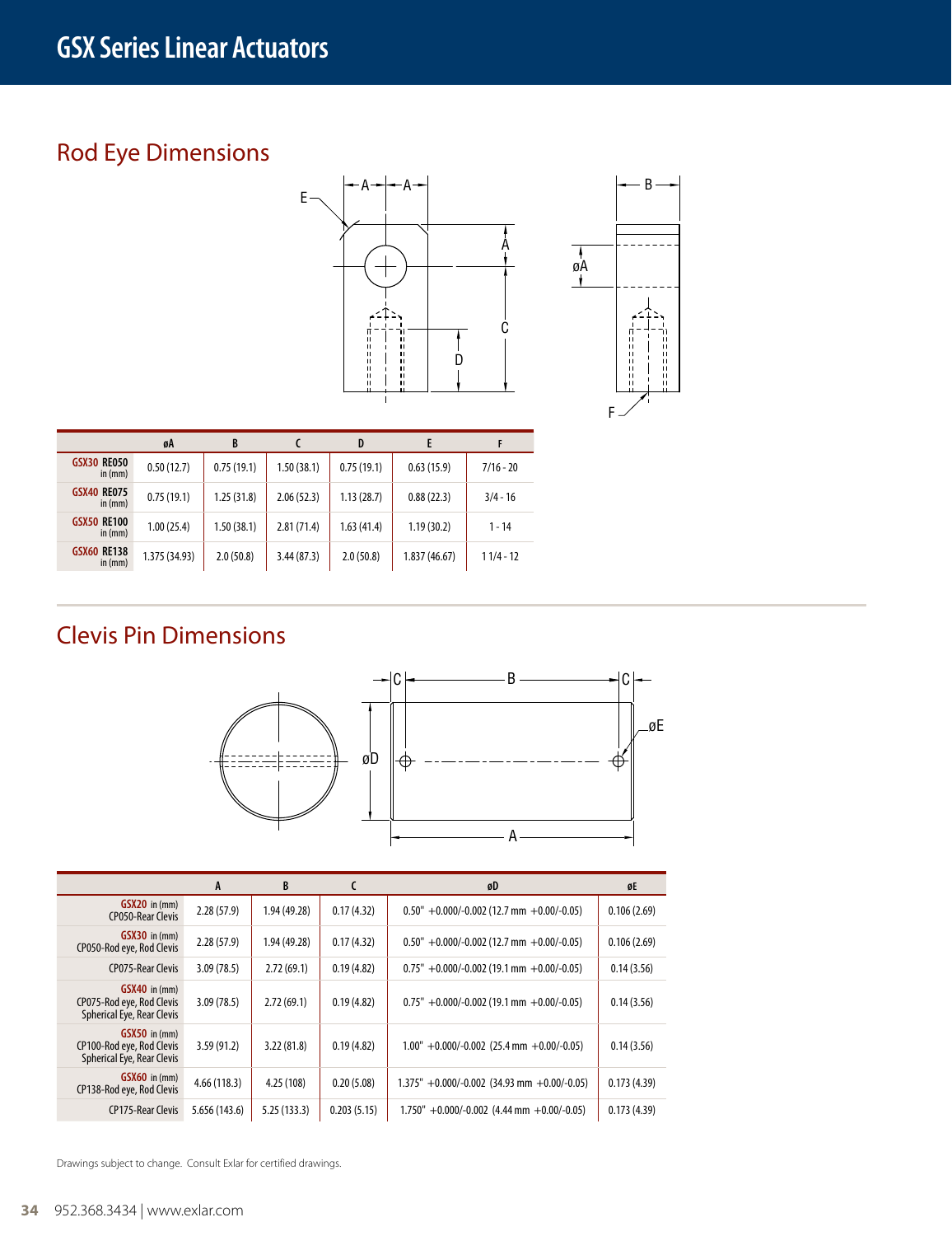# GSX Series Linear Actuators

## Rod Eye Dimensions

| | øA | B | C | D | E | F |
|---|---|---|---|---|---|---|
| GSX30 RE050 in (mm) | 0.50 (12.7) | 0.75 (19.1) | 1.50 (38.1) | 0.75 (19.1) | 0.63 (15.9) | 7/16 - 20 |
| GSX40 RE075 in (mm) | 0.75 (19.1) | 1.25 (31.8) | 2.06 (52.3) | 1.13 (28.7) | 0.88 (22.3) | 3/4 - 16 |
| GSX50 RE100 in (mm) | 1.00 (25.4) | 1.50 (38.1) | 2.81 (71.4) | 1.63 (41.4) | 1.19 (30.2) | 1 - 14 |
| GSX60 RE138 in (mm) | 1.375 (34.93) | 2.0 (50.8) | 3.44 (87.3) | 2.0 (50.8) | 1.837 (46.67) | 1 1/4 - 12 |

## Clevis Pin Dimensions

| | A | B | C | øD | øE |
|---|---|---|---|---|---|
| GSX20 in (mm) CP050-Rear Clevis | 2.28 (57.9) | 1.94 (49.28) | 0.17 (4.32) | 0.50" +0.000/-0.002 (12.7 mm +0.00/-0.05) | 0.106 (2.69) |
| GSX30 in (mm) CP050-Rod eye, Rod Clevis | 2.28 (57.9) | 1.94 (49.28) | 0.17 (4.32) | 0.50" +0.000/-0.002 (12.7 mm +0.00/-0.05) | 0.106 (2.69) |
| CP075-Rear Clevis | 3.09 (78.5) | 2.72 (69.1) | 0.19 (4.82) | 0.75" +0.000/-0.002 (19.1 mm +0.00/-0.05) | 0.14 (3.56) |
| GSX40 in (mm) CP075-Rod eye, Rod Clevis Spherical Eye, Rear Clevis | 3.09 (78.5) | 2.72 (69.1) | 0.19 (4.82) | 0.75" +0.000/-0.002 (19.1 mm +0.00/-0.05) | 0.14 (3.56) |
| GSX50 in (mm) CP100-Rod eye, Rod Clevis Spherical Eye, Rear Clevis | 3.59 (91.2) | 3.22 (81.8) | 0.19 (4.82) | 1.00" +0.000/-0.002 (25.4 mm +0.00/-0.05) | 0.14 (3.56) |
| GSX60 in (mm) CP138-Rod eye, Rod Clevis | 4.66 (118.3) | 4.25 (108) | 0.20 (5.08) | 1.375" +0.000/-0.002 (34.93 mm +0.00/-0.05) | 0.173 (4.39) |
| CP175-Rear Clevis | 5.656 (143.6) | 5.25 (133.3) | 0.203 (5.15) | 1.750" +0.000/-0.002 (4.44 mm +0.00/-0.05) | 0.173 (4.39) |

Drawings subject to change. Consult Exlar for certified drawings.

952.368.3434 | www.exlar.com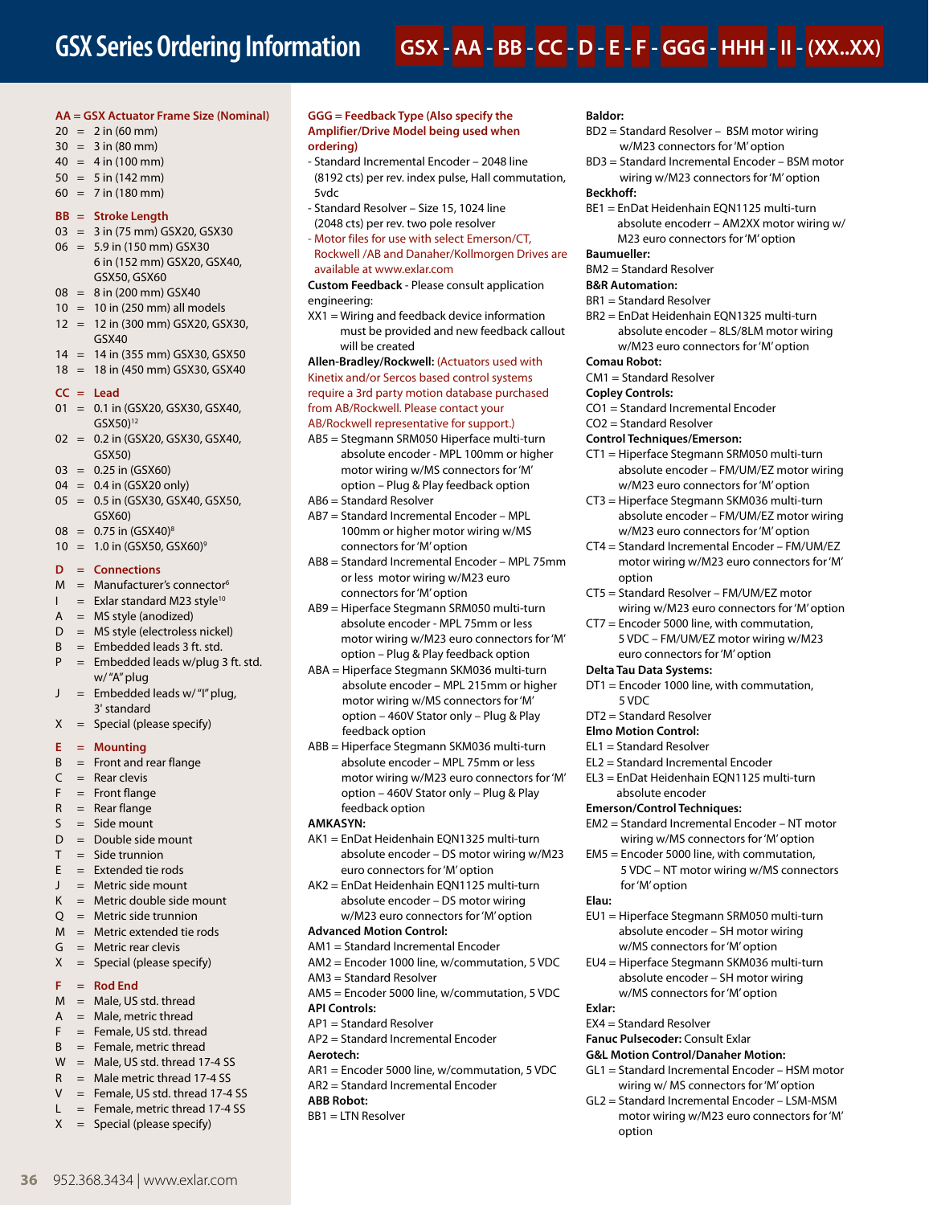# GSX Series Ordering Information

**GSX - AA - BB - CC - D - E - F - GGG - HHH - II - (XX..XX)**

**AA = GSX Actuator Frame Size (Nominal)**

- 20 = 2 in (60 mm)
- 30 = 3 in (80 mm)
- 40 = 4 in (100 mm)
- 50 = 5 in (142 mm)
- 60 = 7 in (180 mm)

**BB = Stroke Length**

- 03 = 3 in (75 mm) GSX20, GSX30
- 06 = 5.9 in (150 mm) GSX30; 6 in (152 mm) GSX20, GSX40, GSX50, GSX60
- 08 = 8 in (200 mm) GSX40
- 10 = 10 in (250 mm) all models
- 12 = 12 in (300 mm) GSX20, GSX30, GSX40
- 14 = 14 in (355 mm) GSX30, GSX50
- 18 = 18 in (450 mm) GSX30, GSX40

**CC = Lead**

- 01 = 0.1 in (GSX20, GSX30, GSX40, GSX50)[12]
- 02 = 0.2 in (GSX20, GSX30, GSX40, GSX50)
- 03 = 0.25 in (GSX60)
- 04 = 0.4 in (GSX20 only)
- 05 = 0.5 in (GSX30, GSX40, GSX50, GSX60)
- 08 = 0.75 in (GSX40)[8]
- 10 = 1.0 in (GSX50, GSX60)[9]

**D = Connections**

- M = Manufacturer's connector[6]
- I = Exlar standard M23 style[10]
- A = MS style (anodized)
- D = MS style (electroless nickel)
- B = Embedded leads 3 ft. std.
- P = Embedded leads w/plug 3 ft. std. w/ "A" plug
- J = Embedded leads w/ "I" plug, 3' standard
- X = Special (please specify)

**E = Mounting**

- B = Front and rear flange
- C = Rear clevis
- F = Front flange
- R = Rear flange
- S = Side mount
- D = Double side mount
- T = Side trunnion
- E = Extended tie rods
- J = Metric side mount
- K = Metric double side mount
- Q = Metric side trunnion
- M = Metric extended tie rods
- G = Metric rear clevis
- X = Special (please specify)

**F = Rod End**

- M = Male, US std. thread
- A = Male, metric thread
- F = Female, US std. thread
- B = Female, metric thread
- W = Male, US std. thread 17-4 SS
- R = Male metric thread 17-4 SS
- V = Female, US std. thread 17-4 SS
- L = Female, metric thread 17-4 SS
- X = Special (please specify)

**GGG = Feedback Type (Also specify the Amplifier/Drive Model being used when ordering)**

- Standard Incremental Encoder – 2048 line (8192 cts) per rev. index pulse, Hall commutation, 5vdc
- Standard Resolver – Size 15, 1024 line (2048 cts) per rev. two pole resolver
- Motor files for use with select Emerson/CT, Rockwell /AB and Danaher/Kollmorgen Drives are available at www.exlar.com

**Custom Feedback** - Please consult application engineering:

XX1 = Wiring and feedback device information must be provided and new feedback callout will be created

**Allen-Bradley/Rockwell:** (Actuators used with Kinetix and/or Sercos based control systems require a 3rd party motion database purchased from AB/Rockwell. Please contact your AB/Rockwell representative for support.)

- AB5 = Stegmann SRM050 Hiperface multi-turn absolute encoder - MPL 100mm or higher motor wiring w/MS connectors for 'M' option – Plug & Play feedback option
- AB6 = Standard Resolver
- AB7 = Standard Incremental Encoder – MPL 100mm or higher motor wiring w/MS connectors for 'M' option
- AB8 = Standard Incremental Encoder – MPL 75mm or less motor wiring w/M23 euro connectors for 'M' option
- AB9 = Hiperface Stegmann SRM050 multi-turn absolute encoder - MPL 75mm or less motor wiring w/M23 euro connectors for 'M' option – Plug & Play feedback option
- ABA = Hiperface Stegmann SKM036 multi-turn absolute encoder – MPL 215mm or higher motor wiring w/MS connectors for 'M' option – 460V Stator only – Plug & Play feedback option
- ABB = Hiperface Stegmann SKM036 multi-turn absolute encoder – MPL 75mm or less motor wiring w/M23 euro connectors for 'M' option – 460V Stator only – Plug & Play feedback option

**AMKASYN:**

- AK1 = EnDat Heidenhain EQN1325 multi-turn absolute encoder – DS motor wiring w/M23 euro connectors for 'M' option
- AK2 = EnDat Heidenhain EQN1125 multi-turn absolute encoder – DS motor wiring w/M23 euro connectors for 'M' option

**Advanced Motion Control:**

- AM1 = Standard Incremental Encoder
- AM2 = Encoder 1000 line, w/commutation, 5 VDC
- AM3 = Standard Resolver
- AM5 = Encoder 5000 line, w/commutation, 5 VDC

**API Controls:**

- AP1 = Standard Resolver
- AP2 = Standard Incremental Encoder

**Aerotech:**

- AR1 = Encoder 5000 line, w/commutation, 5 VDC
- AR2 = Standard Incremental Encoder

**ABB Robot:**

- BB1 = LTN Resolver

**Baldor:**

- BD2 = Standard Resolver – BSM motor wiring w/M23 connectors for 'M' option
- BD3 = Standard Incremental Encoder – BSM motor wiring w/M23 connectors for 'M' option

**Beckhoff:**

- BE1 = EnDat Heidenhain EQN1125 multi-turn absolute encoderr – AM2XX motor wiring w/ M23 euro connectors for 'M' option

**Baumueller:**

- BM2 = Standard Resolver

**B&R Automation:**

- BR1 = Standard Resolver
- BR2 = EnDat Heidenhain EQN1325 multi-turn absolute encoder – 8LS/8LM motor wiring w/M23 euro connectors for 'M' option

**Comau Robot:**

- CM1 = Standard Resolver

**Copley Controls:**

- CO1 = Standard Incremental Encoder
- CO2 = Standard Resolver

**Control Techniques/Emerson:**

- CT1 = Hiperface Stegmann SRM050 multi-turn absolute encoder – FM/UM/EZ motor wiring w/M23 euro connectors for 'M' option
- CT3 = Hiperface Stegmann SKM036 multi-turn absolute encoder – FM/UM/EZ motor wiring w/M23 euro connectors for 'M' option
- CT4 = Standard Incremental Encoder – FM/UM/EZ motor wiring w/M23 euro connectors for 'M' option
- CT5 = Standard Resolver – FM/UM/EZ motor wiring w/M23 euro connectors for 'M' option
- CT7 = Encoder 5000 line, with commutation, 5 VDC – FM/UM/EZ motor wiring w/M23 euro connectors for 'M' option

**Delta Tau Data Systems:**

- DT1 = Encoder 1000 line, with commutation, 5 VDC
- DT2 = Standard Resolver

**Elmo Motion Control:**

- EL1 = Standard Resolver
- EL2 = Standard Incremental Encoder
- EL3 = EnDat Heidenhain EQN1125 multi-turn absolute encoder

**Emerson/Control Techniques:**

- EM2 = Standard Incremental Encoder – NT motor wiring w/MS connectors for 'M' option
- EM5 = Encoder 5000 line, with commutation, 5 VDC – NT motor wiring w/MS connectors for 'M' option

**Elau:**

- EU1 = Hiperface Stegmann SRM050 multi-turn absolute encoder – SH motor wiring w/MS connectors for 'M' option
- EU4 = Hiperface Stegmann SKM036 multi-turn absolute encoder – SH motor wiring w/MS connectors for 'M' option

**Exlar:**

- EX4 = Standard Resolver

**Fanuc Pulsecoder:** Consult Exlar

**G&L Motion Control/Danaher Motion:**

- GL1 = Standard Incremental Encoder – HSM motor wiring w/ MS connectors for 'M' option
- GL2 = Standard Incremental Encoder – LSM-MSM motor wiring w/M23 euro connectors for 'M' option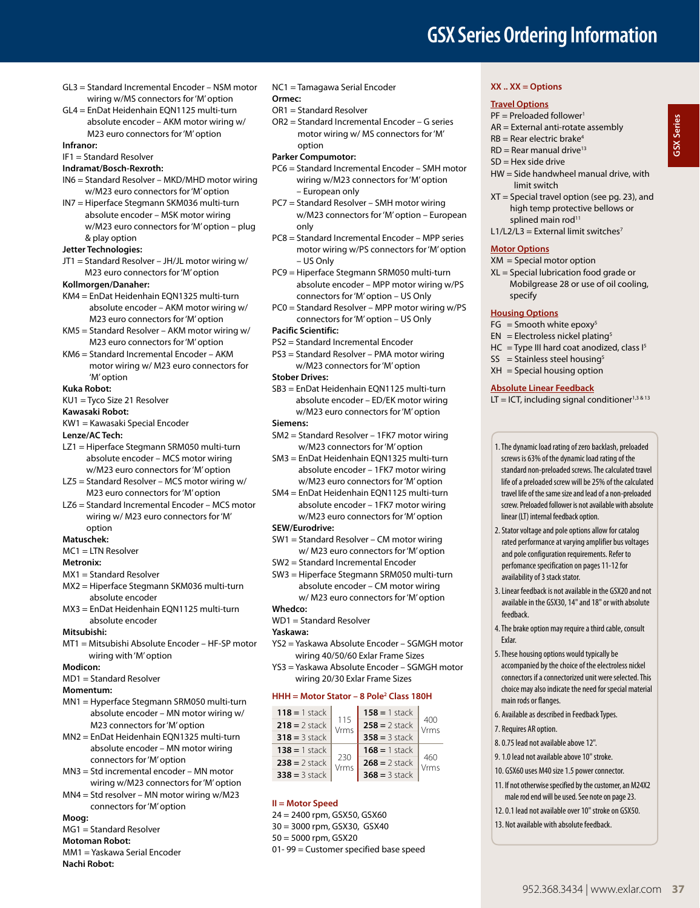# GSX Series Ordering Information

GL3 = Standard Incremental Encoder – NSM motor wiring w/MS connectors for 'M' option
GL4 = EnDat Heidenhain EQN1125 multi-turn absolute encoder – AKM motor wiring w/ M23 euro connectors for 'M' option

**Infranor:**
IF1 = Standard Resolver

**Indramat/Bosch-Rexroth:**
IN6 = Standard Resolver – MKD/MHD motor wiring w/M23 euro connectors for 'M' option
IN7 = Hiperface Stegmann SKM036 multi-turn absolute encoder – MSK motor wiring w/M23 euro connectors for 'M' option – plug & play option

**Jetter Technologies:**
JT1 = Standard Resolver – JH/JL motor wiring w/ M23 euro connectors for 'M' option

**Kollmorgen/Danaher:**
KM4 = EnDat Heidenhain EQN1325 multi-turn absolute encoder – AKM motor wiring w/ M23 euro connectors for 'M' option
KM5 = Standard Resolver – AKM motor wiring w/ M23 euro connectors for 'M' option
KM6 = Standard Incremental Encoder – AKM motor wiring w/ M23 euro connectors for 'M' option

**Kuka Robot:**
KU1 = Tyco Size 21 Resolver

**Kawasaki Robot:**
KW1 = Kawasaki Special Encoder

**Lenze/AC Tech:**
LZ1 = Hiperface Stegmann SRM050 multi-turn absolute encoder – MCS motor wiring w/M23 euro connectors for 'M' option
LZ5 = Standard Resolver – MCS motor wiring w/ M23 euro connectors for 'M' option
LZ6 = Standard Incremental Encoder – MCS motor wiring w/ M23 euro connectors for 'M' option

**Matuschek:**
MC1 = LTN Resolver

**Metronix:**
MX1 = Standard Resolver
MX2 = Hiperface Stegmann SKM036 multi-turn absolute encoder
MX3 = EnDat Heidenhain EQN1125 multi-turn absolute encoder

**Mitsubishi:**
MT1 = Mitsubishi Absolute Encoder – HF-SP motor wiring with 'M' option

**Modicon:**
MD1 = Standard Resolver

**Momentum:**
MN1 = Hyperface Stegmann SRM050 multi-turn absolute encoder – MN motor wiring w/ M23 connectors for 'M' option
MN2 = EnDat Heidenhain EQN1325 multi-turn absolute encoder – MN motor wiring connectors for 'M' option
MN3 = Std incremental encoder – MN motor wiring w/M23 connectors for 'M' option
MN4 = Std resolver – MN motor wiring w/M23 connectors for 'M' option

**Moog:**
MG1 = Standard Resolver

**Motoman Robot:**
MM1 = Yaskawa Serial Encoder

**Nachi Robot:**
NC1 = Tamagawa Serial Encoder

**Ormec:**
OR1 = Standard Resolver
OR2 = Standard Incremental Encoder – G series motor wiring w/ MS connectors for 'M' option

**Parker Compumotor:**
PC6 = Standard Incremental Encoder – SMH motor wiring w/M23 connectors for 'M' option – European only
PC7 = Standard Resolver – SMH motor wiring w/M23 connectors for 'M' option – European only
PC8 = Standard Incremental Encoder – MPP series motor wiring w/PS connectors for 'M' option – US Only
PC9 = Hiperface Stegmann SRM050 multi-turn absolute encoder – MPP motor wiring w/PS connectors for 'M' option – US Only
PC0 = Standard Resolver – MPP motor wiring w/PS connectors for 'M' option – US Only

**Pacific Scientific:**
PS2 = Standard Incremental Encoder
PS3 = Standard Resolver – PMA motor wiring w/M23 connectors for 'M' option

**Stober Drives:**
SB3 = EnDat Heidenhain EQN1125 multi-turn absolute encoder – ED/EK motor wiring w/M23 euro connectors for 'M' option

**Siemens:**
SM2 = Standard Resolver – 1FK7 motor wiring w/M23 connectors for 'M' option
SM3 = EnDat Heidenhain EQN1325 multi-turn absolute encoder – 1FK7 motor wiring w/M23 euro connectors for 'M' option
SM4 = EnDat Heidenhain EQN1125 multi-turn absolute encoder – 1FK7 motor wiring w/M23 euro connectors for 'M' option

**SEW/Eurodrive:**
SW1 = Standard Resolver – CM motor wiring w/ M23 euro connectors for 'M' option
SW2 = Standard Incremental Encoder
SW3 = Hiperface Stegmann SRM050 multi-turn absolute encoder – CM motor wiring w/ M23 euro connectors for 'M' option

**Whedco:**
WD1 = Standard Resolver

**Yaskawa:**
YS2 = Yaskawa Absolute Encoder – SGMGH motor wiring 40/50/60 Exlar Frame Sizes
YS3 = Yaskawa Absolute Encoder – SGMGH motor wiring 20/30 Exlar Frame Sizes

## HHH = Motor Stator – 8 Pole[2] Class 180H

| | | | |
|---|---|---|---|
| **118** = 1 stack | 115 Vrms | **158** = 1 stack | 400 Vrms |
| **218** = 2 stack | | **258** = 2 stack | |
| **318** = 3 stack | | **358** = 3 stack | |
| **138** = 1 stack | 230 Vrms | **168** = 1 stack | 460 Vrms |
| **238** = 2 stack | | **268** = 2 stack | |
| **338** = 3 stack | | **368** = 3 stack | |

## II = Motor Speed

24 = 2400 rpm, GSX50, GSX60
30 = 3000 rpm, GSX30, GSX40
50 = 5000 rpm, GSX20
01- 99 = Customer specified base speed

## XX .. XX = Options

### Travel Options
PF = Preloaded follower[1]
AR = External anti-rotate assembly
RB = Rear electric brake[4]
RD = Rear manual drive[13]
SD = Hex side drive
HW = Side handwheel manual drive, with limit switch
XT = Special travel option (see pg. 23), and high temp protective bellows or splined main rod[11]
L1/L2/L3 = External limit switches[7]

### Motor Options
XM = Special motor option
XL = Special lubrication food grade or Mobilgrease 28 or use of oil cooling, specify

### Housing Options
FG = Smooth white epoxy[5]
EN = Electroless nickel plating[5]
HC = Type III hard coat anodized, class I[5]
SS = Stainless steel housing[5]
XH = Special housing option

### Absolute Linear Feedback
LT = ICT, including signal conditioner[1,3 & 13]

1. The dynamic load rating of zero backlash, preloaded screws is 63% of the dynamic load rating of the standard non-preloaded screws. The calculated travel life of a preloaded screw will be 25% of the calculated travel life of the same size and lead of a non-preloaded screw. Preloaded follower is not available with absolute linear (LT) internal feedback option.
2. Stator voltage and pole options allow for catalog rated performance at varying amplifier bus voltages and pole configuration requirements. Refer to perfomance specification on pages 11-12 for availability of 3 stack stator.
3. Linear feedback is not available in the GSX20 and not available in the GSX30, 14" and 18" or with absolute feedback.
4. The brake option may require a third cable, consult Exlar.
5. These housing options would typically be accompanied by the choice of the electroless nickel connectors if a connectorized unit were selected. This choice may also indicate the need for special material main rods or flanges.
6. Available as described in Feedback Types.
7. Requires AR option.
8. 0.75 lead not available above 12".
9. 1.0 lead not available above 10" stroke.
10. GSX60 uses M40 size 1.5 power connector.
11. If not otherwise specified by the customer, an M24X2 male rod end will be used. See note on page 23.
12. 0.1 lead not available over 10" stroke on GSX50.
13. Not available with absolute feedback.